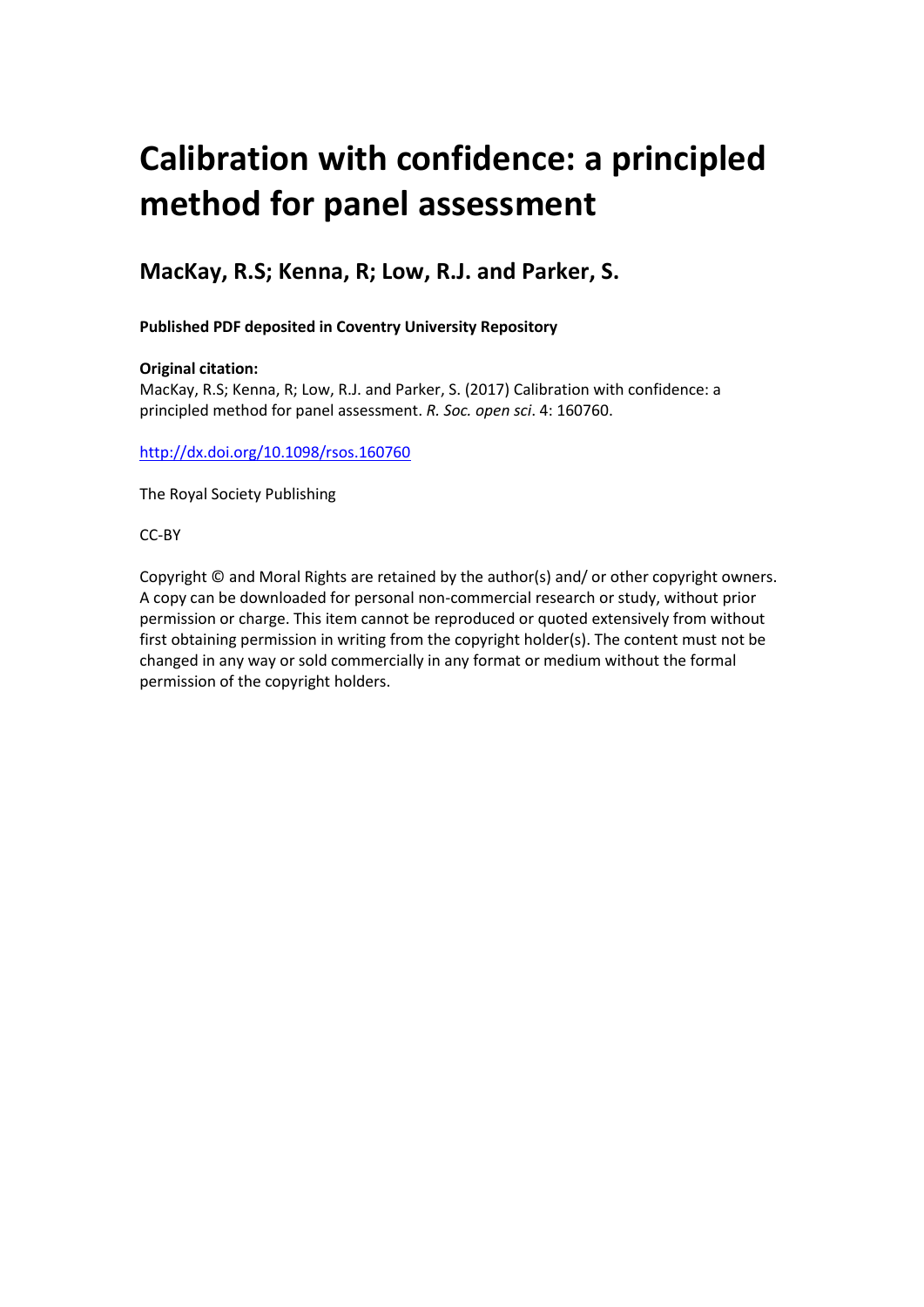# Calibration with confidence: a principled method for panel assessment

## MacKay, R.S; Kenna, R; Low, R.J. and Parker, S.

**Published PDF deposited in Coventry University Repository**

**Original citation:**
MacKay, R.S; Kenna, R; Low, R.J. and Parker, S. (2017) Calibration with confidence: a principled method for panel assessment. *R. Soc. open sci*. 4: 160760.

http://dx.doi.org/10.1098/rsos.160760

The Royal Society Publishing

CC-BY

Copyright © and Moral Rights are retained by the author(s) and/ or other copyright owners. A copy can be downloaded for personal non-commercial research or study, without prior permission or charge. This item cannot be reproduced or quoted extensively from without first obtaining permission in writing from the copyright holder(s). The content must not be changed in any way or sold commercially in any format or medium without the formal permission of the copyright holders.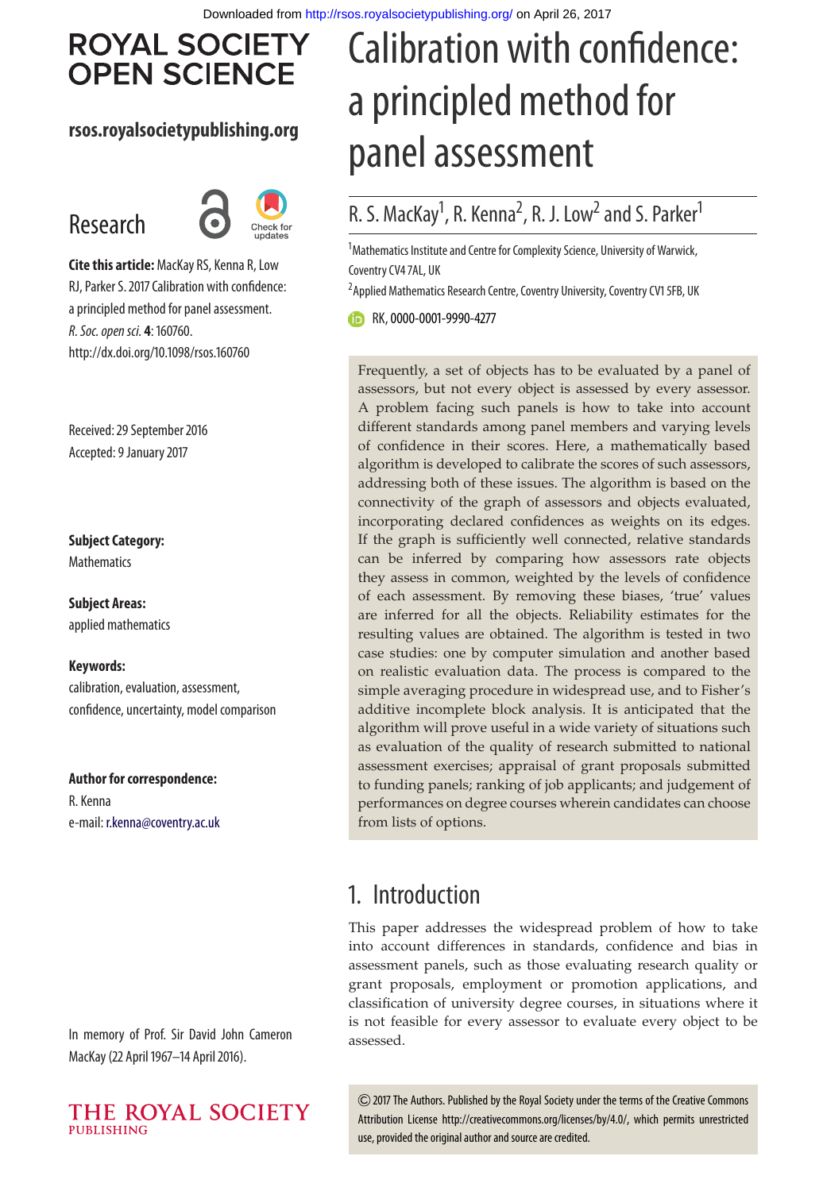# Calibration with confidence: a principled method for panel assessment

R. S. MacKay[1], R. Kenna[2], R. J. Low[2] and S. Parker[1]

[1]Mathematics Institute and Centre for Complexity Science, University of Warwick, Coventry CV4 7AL, UK

[2]Applied Mathematics Research Centre, Coventry University, Coventry CV1 5FB, UK

RK, 0000-0001-9990-4277

**Research**

**Cite this article:** MacKay RS, Kenna R, Low RJ, Parker S. 2017 Calibration with confidence: a principled method for panel assessment. *R. Soc. open sci.* **4**: 160760. http://dx.doi.org/10.1098/rsos.160760

Received: 29 September 2016

Accepted: 9 January 2017

**Subject Category:**

Mathematics

**Subject Areas:**

applied mathematics

**Keywords:**

calibration, evaluation, assessment, confidence, uncertainty, model comparison

**Author for correspondence:**

R. Kenna

e-mail: r.kenna@coventry.ac.uk

In memory of Prof. Sir David John Cameron MacKay (22 April 1967–14 April 2016).

Frequently, a set of objects has to be evaluated by a panel of assessors, but not every object is assessed by every assessor. A problem facing such panels is how to take into account different standards among panel members and varying levels of confidence in their scores. Here, a mathematically based algorithm is developed to calibrate the scores of such assessors, addressing both of these issues. The algorithm is based on the connectivity of the graph of assessors and objects evaluated, incorporating declared confidences as weights on its edges. If the graph is sufficiently well connected, relative standards can be inferred by comparing how assessors rate objects they assess in common, weighted by the levels of confidence of each assessment. By removing these biases, 'true' values are inferred for all the objects. Reliability estimates for the resulting values are obtained. The algorithm is tested in two case studies: one by computer simulation and another based on realistic evaluation data. The process is compared to the simple averaging procedure in widespread use, and to Fisher's additive incomplete block analysis. It is anticipated that the algorithm will prove useful in a wide variety of situations such as evaluation of the quality of research submitted to national assessment exercises; appraisal of grant proposals submitted to funding panels; ranking of job applicants; and judgement of performances on degree courses wherein candidates can choose from lists of options.

## 1. Introduction

This paper addresses the widespread problem of how to take into account differences in standards, confidence and bias in assessment panels, such as those evaluating research quality or grant proposals, employment or promotion applications, and classification of university degree courses, in situations where it is not feasible for every assessor to evaluate every object to be assessed.

© 2017 The Authors. Published by the Royal Society under the terms of the Creative Commons Attribution License http://creativecommons.org/licenses/by/4.0/, which permits unrestricted use, provided the original author and source are credited.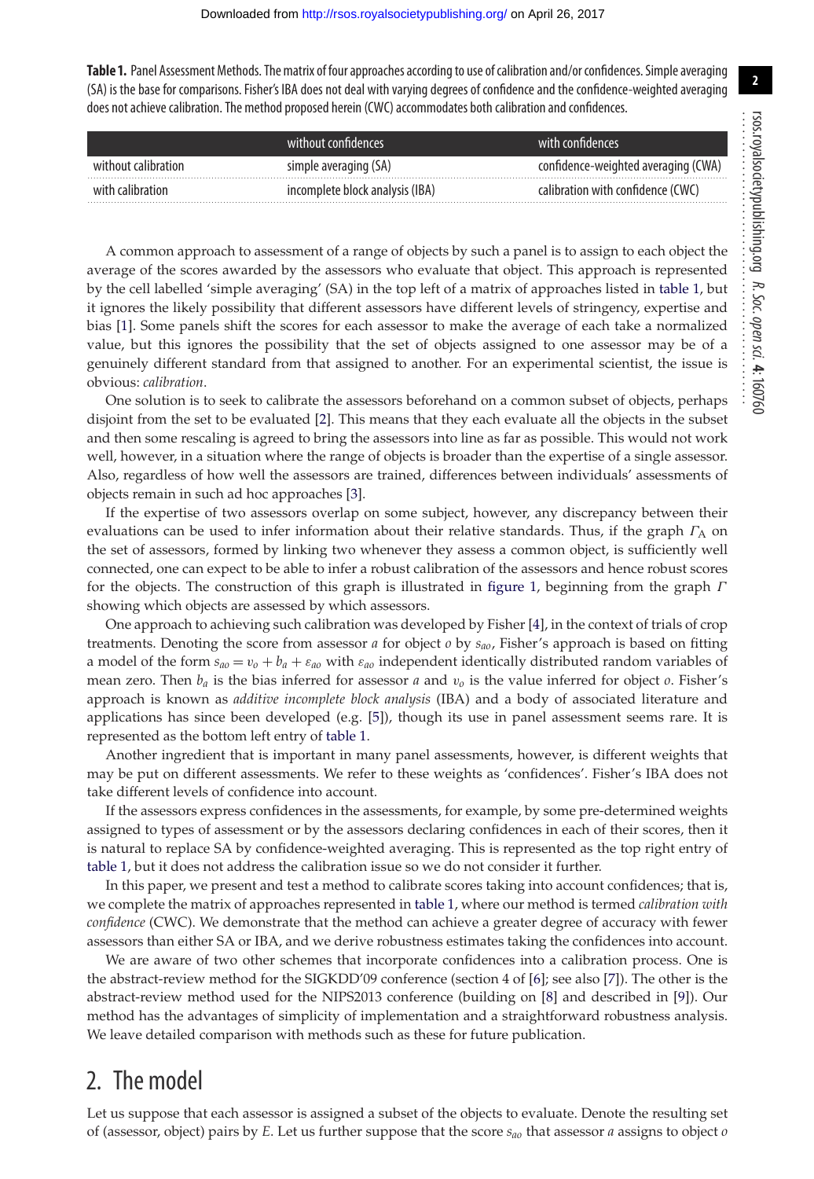**Table 1.** Panel Assessment Methods. The matrix of four approaches according to use of calibration and/or confidences. Simple averaging (SA) is the base for comparisons. Fisher's IBA does not deal with varying degrees of confidence and the confidence-weighted averaging does not achieve calibration. The method proposed herein (CWC) accommodates both calibration and confidences.

| | without confidences | with confidences |
|---|---|---|
| without calibration | simple averaging (SA) | confidence-weighted averaging (CWA) |
| with calibration | incomplete block analysis (IBA) | calibration with confidence (CWC) |

A common approach to assessment of a range of objects by such a panel is to assign to each object the average of the scores awarded by the assessors who evaluate that object. This approach is represented by the cell labelled 'simple averaging' (SA) in the top left of a matrix of approaches listed in table 1, but it ignores the likely possibility that different assessors have different levels of stringency, expertise and bias [1]. Some panels shift the scores for each assessor to make the average of each take a normalized value, but this ignores the possibility that the set of objects assigned to one assessor may be of a genuinely different standard from that assigned to another. For an experimental scientist, the issue is obvious: *calibration*.

One solution is to seek to calibrate the assessors beforehand on a common subset of objects, perhaps disjoint from the set to be evaluated [2]. This means that they each evaluate all the objects in the subset and then some rescaling is agreed to bring the assessors into line as far as possible. This would not work well, however, in a situation where the range of objects is broader than the expertise of a single assessor. Also, regardless of how well the assessors are trained, differences between individuals' assessments of objects remain in such ad hoc approaches [3].

If the expertise of two assessors overlap on some subject, however, any discrepancy between their evaluations can be used to infer information about their relative standards. Thus, if the graph $\Gamma_A$ on the set of assessors, formed by linking two whenever they assess a common object, is sufficiently well connected, one can expect to be able to infer a robust calibration of the assessors and hence robust scores for the objects. The construction of this graph is illustrated in figure 1, beginning from the graph $\Gamma$ showing which objects are assessed by which assessors.

One approach to achieving such calibration was developed by Fisher [4], in the context of trials of crop treatments. Denoting the score from assessor $a$ for object $o$ by $s_{ao}$, Fisher's approach is based on fitting a model of the form $s_{ao} = v_o + b_a + \varepsilon_{ao}$ with $\varepsilon_{ao}$ independent identically distributed random variables of mean zero. Then $b_a$ is the bias inferred for assessor $a$ and $v_o$ is the value inferred for object $o$. Fisher's approach is known as *additive incomplete block analysis* (IBA) and a body of associated literature and applications has since been developed (e.g. [5]), though its use in panel assessment seems rare. It is represented as the bottom left entry of table 1.

Another ingredient that is important in many panel assessments, however, is different weights that may be put on different assessments. We refer to these weights as 'confidences'. Fisher's IBA does not take different levels of confidence into account.

If the assessors express confidences in the assessments, for example, by some pre-determined weights assigned to types of assessment or by the assessors declaring confidences in each of their scores, then it is natural to replace SA by confidence-weighted averaging. This is represented as the top right entry of table 1, but it does not address the calibration issue so we do not consider it further.

In this paper, we present and test a method to calibrate scores taking into account confidences; that is, we complete the matrix of approaches represented in table 1, where our method is termed *calibration with confidence* (CWC). We demonstrate that the method can achieve a greater degree of accuracy with fewer assessors than either SA or IBA, and we derive robustness estimates taking the confidences into account.

We are aware of two other schemes that incorporate confidences into a calibration process. One is the abstract-review method for the SIGKDD'09 conference (section 4 of [6]; see also [7]). The other is the abstract-review method used for the NIPS2013 conference (building on [8] and described in [9]). Our method has the advantages of simplicity of implementation and a straightforward robustness analysis. We leave detailed comparison with methods such as these for future publication.

## 2. The model

Let us suppose that each assessor is assigned a subset of the objects to evaluate. Denote the resulting set of (assessor, object) pairs by $E$. Let us further suppose that the score $s_{ao}$ that assessor $a$ assigns to object $o$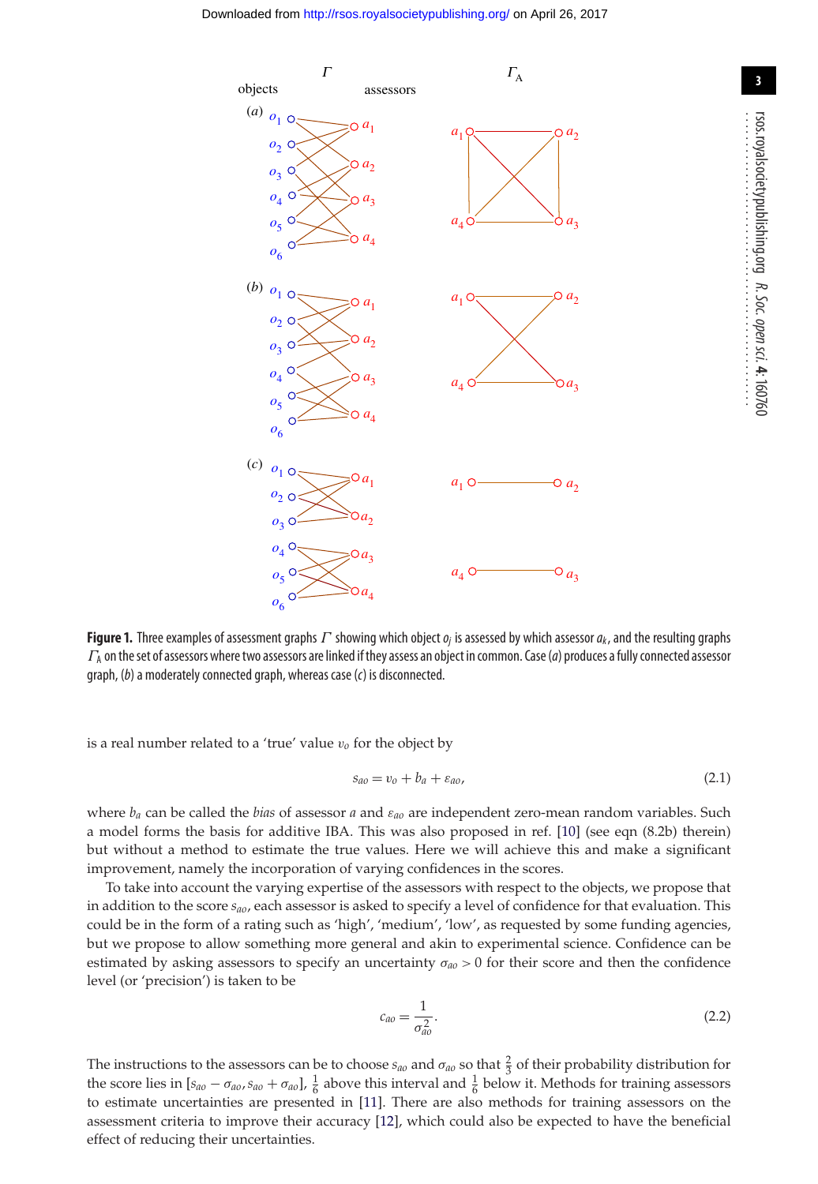objects

$\Gamma$

assessors

$\Gamma_A$

(a)

$o_1$ $o_2$ $o_3$ $o_4$ $o_5$ $o_6$

$a_1$ $a_2$ $a_3$ $a_4$

$a_1$ $a_2$ $a_4$ $a_3$

(b)

$o_1$ $o_2$ $o_3$ $o_4$ $o_5$ $o_6$

$a_1$ $a_2$ $a_3$ $a_4$

$a_1$ $a_2$ $a_4$ $a_3$

(c)

$o_1$ $o_2$ $o_3$ $o_4$ $o_5$ $o_6$

$a_1$ $a_2$ $a_3$ $a_4$

$a_1$ $a_2$ $a_4$ $a_3$

**Figure 1.** Three examples of assessment graphs $\Gamma$ showing which object $o_j$ is assessed by which assessor $a_k$, and the resulting graphs $\Gamma_A$ on the set of assessors where two assessors are linked if they assess an object in common. Case (*a*) produces a fully connected assessor graph, (*b*) a moderately connected graph, whereas case (*c*) is disconnected.

is a real number related to a 'true' value $v_o$ for the object by

$$s_{ao} = v_o + b_a + \varepsilon_{ao}, \tag{2.1}$$

where $b_a$ can be called the *bias* of assessor $a$ and $\varepsilon_{ao}$ are independent zero-mean random variables. Such a model forms the basis for additive IBA. This was also proposed in ref. [10] (see eqn (8.2b) therein) but without a method to estimate the true values. Here we will achieve this and make a significant improvement, namely the incorporation of varying confidences in the scores.

To take into account the varying expertise of the assessors with respect to the objects, we propose that in addition to the score $s_{ao}$, each assessor is asked to specify a level of confidence for that evaluation. This could be in the form of a rating such as 'high', 'medium', 'low', as requested by some funding agencies, but we propose to allow something more general and akin to experimental science. Confidence can be estimated by asking assessors to specify an uncertainty $\sigma_{ao} > 0$ for their score and then the confidence level (or 'precision') is taken to be

$$c_{ao} = \frac{1}{\sigma_{ao}^2}. \tag{2.2}$$

The instructions to the assessors can be to choose $s_{ao}$ and $\sigma_{ao}$ so that $\frac{2}{3}$ of their probability distribution for the score lies in $[s_{ao} - \sigma_{ao}, s_{ao} + \sigma_{ao}]$, $\frac{1}{6}$ above this interval and $\frac{1}{6}$ below it. Methods for training assessors to estimate uncertainties are presented in [11]. There are also methods for training assessors on the assessment criteria to improve their accuracy [12], which could also be expected to have the beneficial effect of reducing their uncertainties.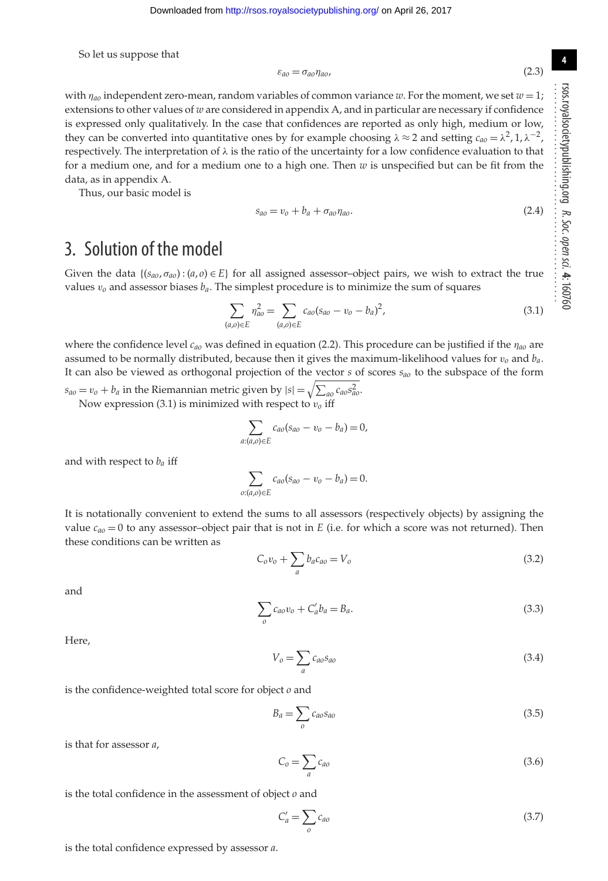So let us suppose that

$$\varepsilon_{ao} = \sigma_{ao}\eta_{ao}, \tag{2.3}$$

with $\eta_{ao}$ independent zero-mean, random variables of common variance $w$. For the moment, we set $w = 1$; extensions to other values of $w$ are considered in appendix A, and in particular are necessary if confidence is expressed only qualitatively. In the case that confidences are reported as only high, medium or low, they can be converted into quantitative ones by for example choosing $\lambda \approx 2$ and setting $c_{ao} = \lambda^2, 1, \lambda^{-2}$, respectively. The interpretation of $\lambda$ is the ratio of the uncertainty for a low confidence evaluation to that for a medium one, and for a medium one to a high one. Then $w$ is unspecified but can be fit from the data, as in appendix A.

Thus, our basic model is

$$s_{ao} = v_o + b_a + \sigma_{ao}\eta_{ao}. \tag{2.4}$$

## 3. Solution of the model

Given the data $\{(s_{ao}, \sigma_{ao}) : (a, o) \in E\}$ for all assigned assessor–object pairs, we wish to extract the true values $v_o$ and assessor biases $b_a$. The simplest procedure is to minimize the sum of squares

$$\sum_{(a,o)\in E} \eta_{ao}^2 = \sum_{(a,o)\in E} c_{ao}(s_{ao} - v_o - b_a)^2, \tag{3.1}$$

where the confidence level $c_{ao}$ was defined in equation (2.2). This procedure can be justified if the $\eta_{ao}$ are assumed to be normally distributed, because then it gives the maximum-likelihood values for $v_o$ and $b_a$. It can also be viewed as orthogonal projection of the vector $s$ of scores $s_{ao}$ to the subspace of the form $s_{ao} = v_o + b_a$ in the Riemannian metric given by $|s| = \sqrt{\sum_{ao} c_{ao} s_{ao}^2}$.

Now expression (3.1) is minimized with respect to $v_o$ iff

$$\sum_{a:(a,o)\in E} c_{ao}(s_{ao} - v_o - b_a) = 0,$$

and with respect to $b_a$ iff

$$\sum_{o:(a,o)\in E} c_{ao}(s_{ao} - v_o - b_a) = 0.$$

It is notationally convenient to extend the sums to all assessors (respectively objects) by assigning the value $c_{ao} = 0$ to any assessor–object pair that is not in $E$ (i.e. for which a score was not returned). Then these conditions can be written as

$$C_o v_o + \sum_a b_a c_{ao} = V_o \tag{3.2}$$

and

$$\sum_o c_{ao} v_o + C'_a b_a = B_a. \tag{3.3}$$

Here,

$$V_o = \sum_a c_{ao} s_{ao} \tag{3.4}$$

is the confidence-weighted total score for object $o$ and

$$B_a = \sum_o c_{ao} s_{ao} \tag{3.5}$$

is that for assessor $a$,

$$C_o = \sum_a c_{ao} \tag{3.6}$$

is the total confidence in the assessment of object $o$ and

$$C'_a = \sum_o c_{ao} \tag{3.7}$$

is the total confidence expressed by assessor $a$.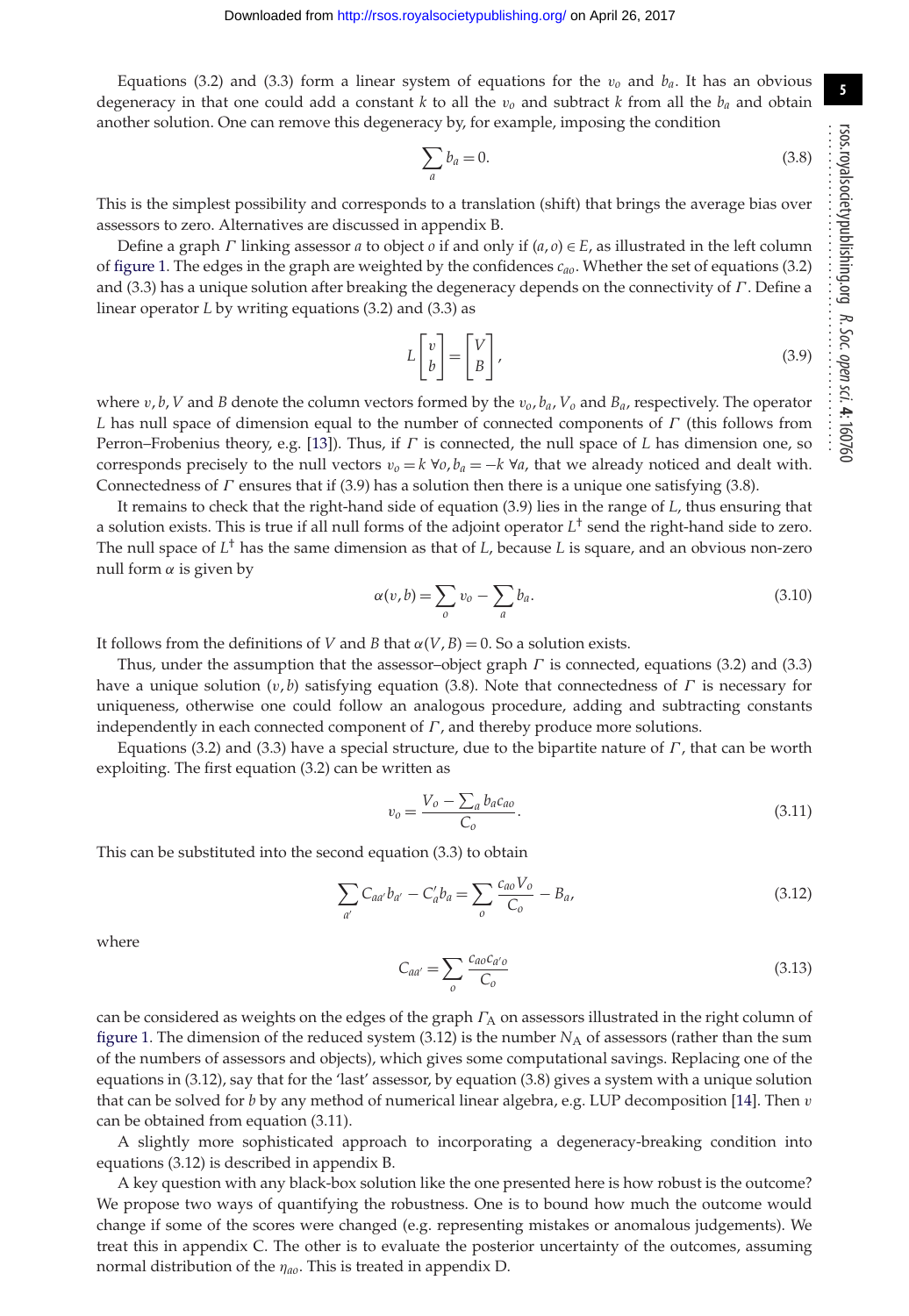Equations (3.2) and (3.3) form a linear system of equations for the $v_o$ and $b_a$. It has an obvious degeneracy in that one could add a constant $k$ to all the $v_o$ and subtract $k$ from all the $b_a$ and obtain another solution. One can remove this degeneracy by, for example, imposing the condition

$$\sum_a b_a = 0. \tag{3.8}$$

This is the simplest possibility and corresponds to a translation (shift) that brings the average bias over assessors to zero. Alternatives are discussed in appendix B.

Define a graph $\Gamma$ linking assessor $a$ to object $o$ if and only if $(a, o) \in E$, as illustrated in the left column of figure 1. The edges in the graph are weighted by the confidences $c_{ao}$. Whether the set of equations (3.2) and (3.3) has a unique solution after breaking the degeneracy depends on the connectivity of $\Gamma$. Define a linear operator $L$ by writing equations (3.2) and (3.3) as

$$L \begin{bmatrix} v \\ b \end{bmatrix} = \begin{bmatrix} V \\ B \end{bmatrix}, \tag{3.9}$$

where $v, b, V$ and $B$ denote the column vectors formed by the $v_o, b_a, V_o$ and $B_a$, respectively. The operator $L$ has null space of dimension equal to the number of connected components of $\Gamma$ (this follows from Perron–Frobenius theory, e.g. [13]). Thus, if $\Gamma$ is connected, the null space of $L$ has dimension one, so corresponds precisely to the null vectors $v_o = k\ \forall o, b_a = -k\ \forall a$, that we already noticed and dealt with. Connectedness of $\Gamma$ ensures that if (3.9) has a solution then there is a unique one satisfying (3.8).

It remains to check that the right-hand side of equation (3.9) lies in the range of $L$, thus ensuring that a solution exists. This is true if all null forms of the adjoint operator $L^\dagger$ send the right-hand side to zero. The null space of $L^\dagger$ has the same dimension as that of $L$, because $L$ is square, and an obvious non-zero null form $\alpha$ is given by

$$\alpha(v, b) = \sum_o v_o - \sum_a b_a. \tag{3.10}$$

It follows from the definitions of $V$ and $B$ that $\alpha(V, B) = 0$. So a solution exists.

Thus, under the assumption that the assessor–object graph $\Gamma$ is connected, equations (3.2) and (3.3) have a unique solution $(v, b)$ satisfying equation (3.8). Note that connectedness of $\Gamma$ is necessary for uniqueness, otherwise one could follow an analogous procedure, adding and subtracting constants independently in each connected component of $\Gamma$, and thereby produce more solutions.

Equations (3.2) and (3.3) have a special structure, due to the bipartite nature of $\Gamma$, that can be worth exploiting. The first equation (3.2) can be written as

$$v_o = \frac{V_o - \sum_a b_a c_{ao}}{C_o}. \tag{3.11}$$

This can be substituted into the second equation (3.3) to obtain

$$\sum_{a'} C_{aa'} b_{a'} - C'_a b_a = \sum_o \frac{c_{ao} V_o}{C_o} - B_a, \tag{3.12}$$

where

$$C_{aa'} = \sum_o \frac{c_{ao} c_{a'o}}{C_o} \tag{3.13}$$

can be considered as weights on the edges of the graph $\Gamma_A$ on assessors illustrated in the right column of figure 1. The dimension of the reduced system (3.12) is the number $N_A$ of assessors (rather than the sum of the numbers of assessors and objects), which gives some computational savings. Replacing one of the equations in (3.12), say that for the 'last' assessor, by equation (3.8) gives a system with a unique solution that can be solved for $b$ by any method of numerical linear algebra, e.g. LUP decomposition [14]. Then $v$ can be obtained from equation (3.11).

A slightly more sophisticated approach to incorporating a degeneracy-breaking condition into equations (3.12) is described in appendix B.

A key question with any black-box solution like the one presented here is how robust is the outcome? We propose two ways of quantifying the robustness. One is to bound how much the outcome would change if some of the scores were changed (e.g. representing mistakes or anomalous judgements). We treat this in appendix C. The other is to evaluate the posterior uncertainty of the outcomes, assuming normal distribution of the $\eta_{ao}$. This is treated in appendix D.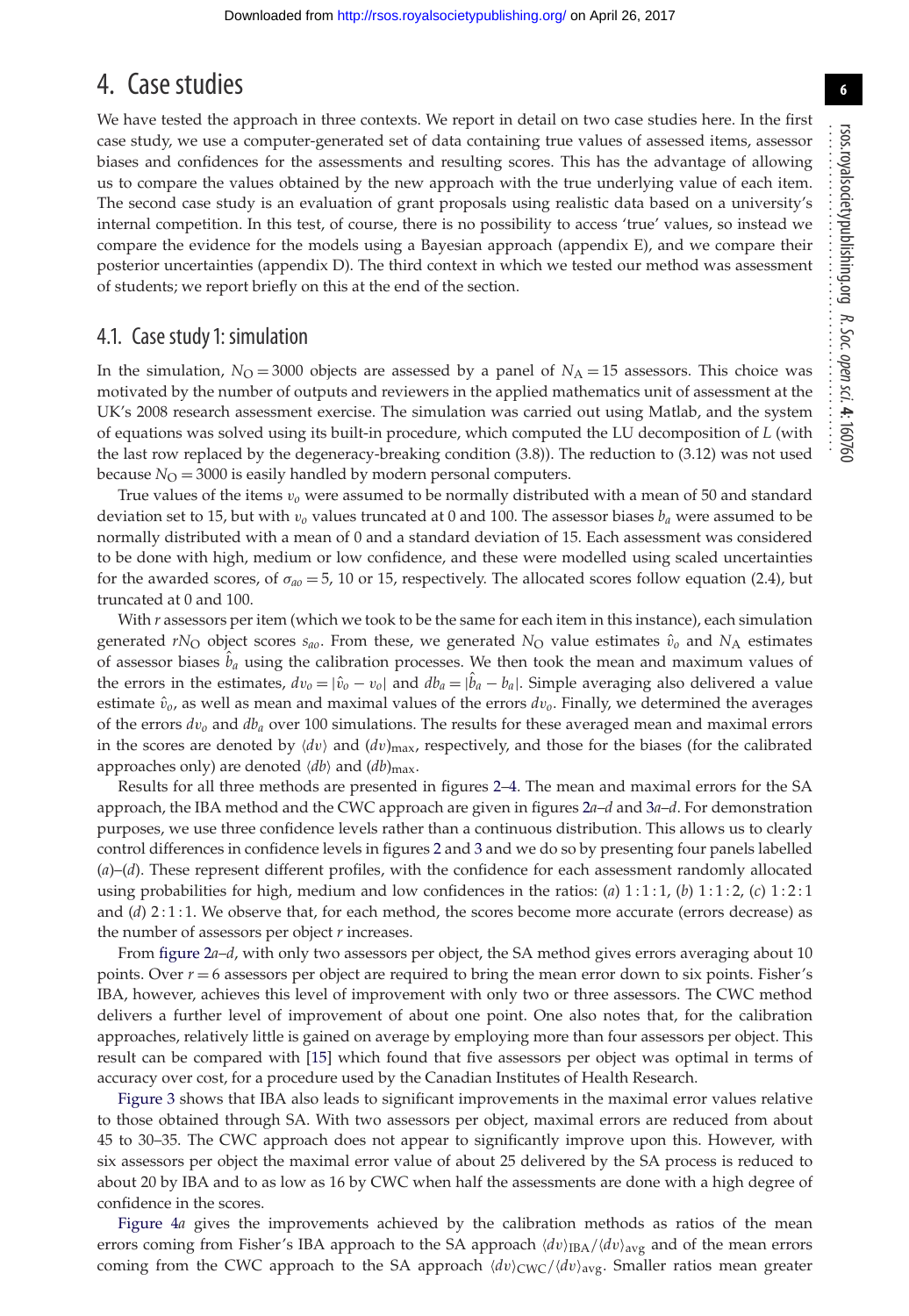# 4. Case studies

We have tested the approach in three contexts. We report in detail on two case studies here. In the first case study, we use a computer-generated set of data containing true values of assessed items, assessor biases and confidences for the assessments and resulting scores. This has the advantage of allowing us to compare the values obtained by the new approach with the true underlying value of each item. The second case study is an evaluation of grant proposals using realistic data based on a university's internal competition. In this test, of course, there is no possibility to access 'true' values, so instead we compare the evidence for the models using a Bayesian approach (appendix E), and we compare their posterior uncertainties (appendix D). The third context in which we tested our method was assessment of students; we report briefly on this at the end of the section.

## 4.1. Case study 1: simulation

In the simulation, $N_{\mathrm{O}} = 3000$ objects are assessed by a panel of $N_{\mathrm{A}} = 15$ assessors. This choice was motivated by the number of outputs and reviewers in the applied mathematics unit of assessment at the UK's 2008 research assessment exercise. The simulation was carried out using Matlab, and the system of equations was solved using its built-in procedure, which computed the LU decomposition of $L$ (with the last row replaced by the degeneracy-breaking condition (3.8)). The reduction to (3.12) was not used because $N_{\mathrm{O}} = 3000$ is easily handled by modern personal computers.

True values of the items $v_o$ were assumed to be normally distributed with a mean of 50 and standard deviation set to 15, but with $v_o$ values truncated at 0 and 100. The assessor biases $b_a$ were assumed to be normally distributed with a mean of 0 and a standard deviation of 15. Each assessment was considered to be done with high, medium or low confidence, and these were modelled using scaled uncertainties for the awarded scores, of $\sigma_{ao} = 5$, 10 or 15, respectively. The allocated scores follow equation (2.4), but truncated at 0 and 100.

With $r$ assessors per item (which we took to be the same for each item in this instance), each simulation generated $rN_{\mathrm{O}}$ object scores $s_{ao}$. From these, we generated $N_{\mathrm{O}}$ value estimates $\hat{v}_o$ and $N_{\mathrm{A}}$ estimates of assessor biases $\hat{b}_a$ using the calibration processes. We then took the mean and maximum values of the errors in the estimates, $dv_o = |\hat{v}_o - v_o|$ and $db_a = |\hat{b}_a - b_a|$. Simple averaging also delivered a value estimate $\hat{v}_o$, as well as mean and maximal values of the errors $dv_o$. Finally, we determined the averages of the errors $dv_o$ and $db_a$ over 100 simulations. The results for these averaged mean and maximal errors in the scores are denoted by $\langle dv \rangle$ and $(dv)_{\max}$, respectively, and those for the biases (for the calibrated approaches only) are denoted $\langle db \rangle$ and $(db)_{\max}$.

Results for all three methods are presented in figures 2–4. The mean and maximal errors for the SA approach, the IBA method and the CWC approach are given in figures 2*a*–*d* and 3*a*–*d*. For demonstration purposes, we use three confidence levels rather than a continuous distribution. This allows us to clearly control differences in confidence levels in figures 2 and 3 and we do so by presenting four panels labelled (*a*)–(*d*). These represent different profiles, with the confidence for each assessment randomly allocated using probabilities for high, medium and low confidences in the ratios: (*a*) 1 : 1 : 1, (*b*) 1 : 1 : 2, (*c*) 1 : 2 : 1 and (*d*) 2 : 1 : 1. We observe that, for each method, the scores become more accurate (errors decrease) as the number of assessors per object $r$ increases.

From figure 2*a*–*d*, with only two assessors per object, the SA method gives errors averaging about 10 points. Over $r = 6$ assessors per object are required to bring the mean error down to six points. Fisher's IBA, however, achieves this level of improvement with only two or three assessors. The CWC method delivers a further level of improvement of about one point. One also notes that, for the calibration approaches, relatively little is gained on average by employing more than four assessors per object. This result can be compared with [15] which found that five assessors per object was optimal in terms of accuracy over cost, for a procedure used by the Canadian Institutes of Health Research.

Figure 3 shows that IBA also leads to significant improvements in the maximal error values relative to those obtained through SA. With two assessors per object, maximal errors are reduced from about 45 to 30–35. The CWC approach does not appear to significantly improve upon this. However, with six assessors per object the maximal error value of about 25 delivered by the SA process is reduced to about 20 by IBA and to as low as 16 by CWC when half the assessments are done with a high degree of confidence in the scores.

Figure 4*a* gives the improvements achieved by the calibration methods as ratios of the mean errors coming from Fisher's IBA approach to the SA approach $\langle dv \rangle_{\mathrm{IBA}} / \langle dv \rangle_{\mathrm{avg}}$ and of the mean errors coming from the CWC approach to the SA approach $\langle dv \rangle_{\mathrm{CWC}} / \langle dv \rangle_{\mathrm{avg}}$. Smaller ratios mean greater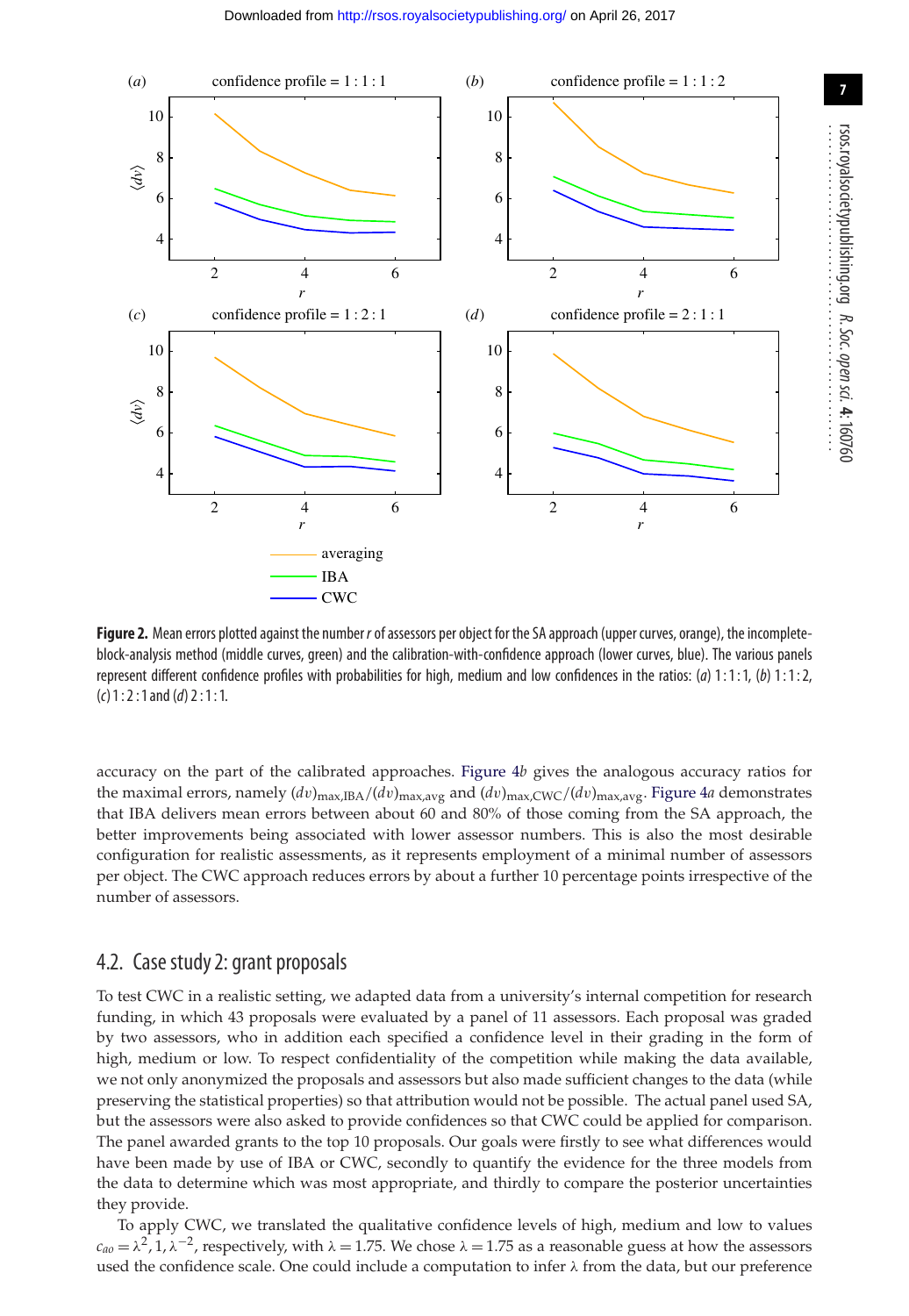(a) confidence profile = 1 : 1 : 1

(b) confidence profile = 1 : 1 : 2

(c) confidence profile = 1 : 2 : 1

(d) confidence profile = 2 : 1 : 1

$\langle dv \rangle$

$r$

averaging

IBA

CWC

**Figure 2.** Mean errors plotted against the number $r$ of assessors per object for the SA approach (upper curves, orange), the incomplete-block-analysis method (middle curves, green) and the calibration-with-confidence approach (lower curves, blue). The various panels represent different confidence profiles with probabilities for high, medium and low confidences in the ratios: (*a*) 1 : 1 : 1, (*b*) 1 : 1 : 2, (*c*) 1 : 2 : 1 and (*d*) 2 : 1 : 1.

accuracy on the part of the calibrated approaches. Figure 4*b* gives the analogous accuracy ratios for the maximal errors, namely $(dv)_{\max,\mathrm{IBA}}/(dv)_{\max,\mathrm{avg}}$ and $(dv)_{\max,\mathrm{CWC}}/(dv)_{\max,\mathrm{avg}}$. Figure 4*a* demonstrates that IBA delivers mean errors between about 60 and 80% of those coming from the SA approach, the better improvements being associated with lower assessor numbers. This is also the most desirable configuration for realistic assessments, as it represents employment of a minimal number of assessors per object. The CWC approach reduces errors by about a further 10 percentage points irrespective of the number of assessors.

## 4.2. Case study 2: grant proposals

To test CWC in a realistic setting, we adapted data from a university's internal competition for research funding, in which 43 proposals were evaluated by a panel of 11 assessors. Each proposal was graded by two assessors, who in addition each specified a confidence level in their grading in the form of high, medium or low. To respect confidentiality of the competition while making the data available, we not only anonymized the proposals and assessors but also made sufficient changes to the data (while preserving the statistical properties) so that attribution would not be possible. The actual panel used SA, but the assessors were also asked to provide confidences so that CWC could be applied for comparison. The panel awarded grants to the top 10 proposals. Our goals were firstly to see what differences would have been made by use of IBA or CWC, secondly to quantify the evidence for the three models from the data to determine which was most appropriate, and thirdly to compare the posterior uncertainties they provide.

To apply CWC, we translated the qualitative confidence levels of high, medium and low to values $c_{ao} = \lambda^2, 1, \lambda^{-2}$, respectively, with $\lambda = 1.75$. We chose $\lambda = 1.75$ as a reasonable guess at how the assessors used the confidence scale. One could include a computation to infer $\lambda$ from the data, but our preference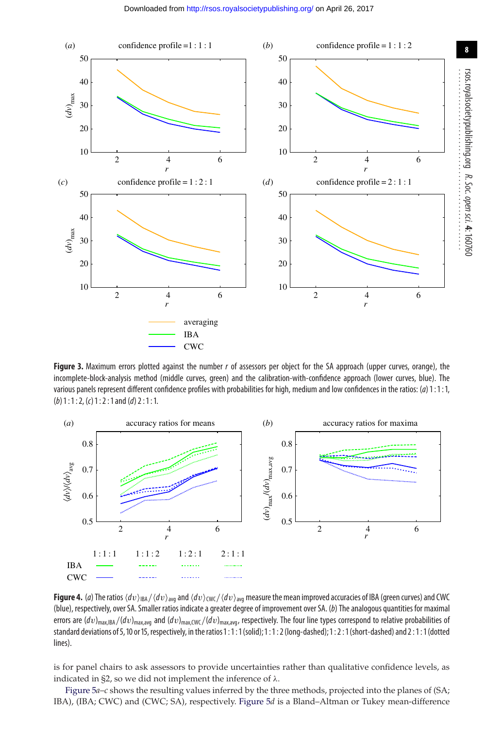(a) confidence profile = 1 : 1 : 1

(b) confidence profile = 1 : 1 : 2

(c) confidence profile = 1 : 2 : 1

(d) confidence profile = 2 : 1 : 1

$(dv)_{\max}$

50
40
30
20
10

2 4 6

$r$

averaging

IBA

CWC

**Figure 3.** Maximum errors plotted against the number $r$ of assessors per object for the SA approach (upper curves, orange), the incomplete-block-analysis method (middle curves, green) and the calibration-with-confidence approach (lower curves, blue). The various panels represent different confidence profiles with probabilities for high, medium and low confidences in the ratios: (a) 1 : 1 : 1, (b) 1 : 1 : 2, (c) 1 : 2 : 1 and (d) 2 : 1 : 1.

(a) accuracy ratios for means

$\langle dv \rangle / \langle dv \rangle_{\text{avg}}$

0.8
0.7
0.6
0.5

2 4 6

$r$

(b) accuracy ratios for maxima

$(dv)_{\max} / (dv)_{\max,\text{avg}}$

0.8
0.7
0.6
0.5

2 4 6

$r$

1 : 1 : 1    1 : 1 : 2    1 : 2 : 1    2 : 1 : 1

IBA

CWC

**Figure 4.** (a) The ratios $\langle dv \rangle_{\text{IBA}} / \langle dv \rangle_{\text{avg}}$ and $\langle dv \rangle_{\text{CWC}} / \langle dv \rangle_{\text{avg}}$ measure the mean improved accuracies of IBA (green curves) and CWC (blue), respectively, over SA. Smaller ratios indicate a greater degree of improvement over SA. (b) The analogous quantities for maximal errors are $(dv)_{\max,\text{IBA}} / (dv)_{\max,\text{avg}}$ and $(dv)_{\max,\text{CWC}} / (dv)_{\max,\text{avg}}$, respectively. The four line types correspond to relative probabilities of standard deviations of 5, 10 or 15, respectively, in the ratios 1 : 1 : 1 (solid); 1 : 1 : 2 (long-dashed); 1 : 2 : 1 (short-dashed) and 2 : 1 : 1 (dotted lines).

is for panel chairs to ask assessors to provide uncertainties rather than qualitative confidence levels, as indicated in §2, so we did not implement the inference of $\lambda$.

Figure 5*a*–*c* shows the resulting values inferred by the three methods, projected into the planes of (SA; IBA), (IBA; CWC) and (CWC; SA), respectively. Figure 5*d* is a Bland–Altman or Tukey mean-difference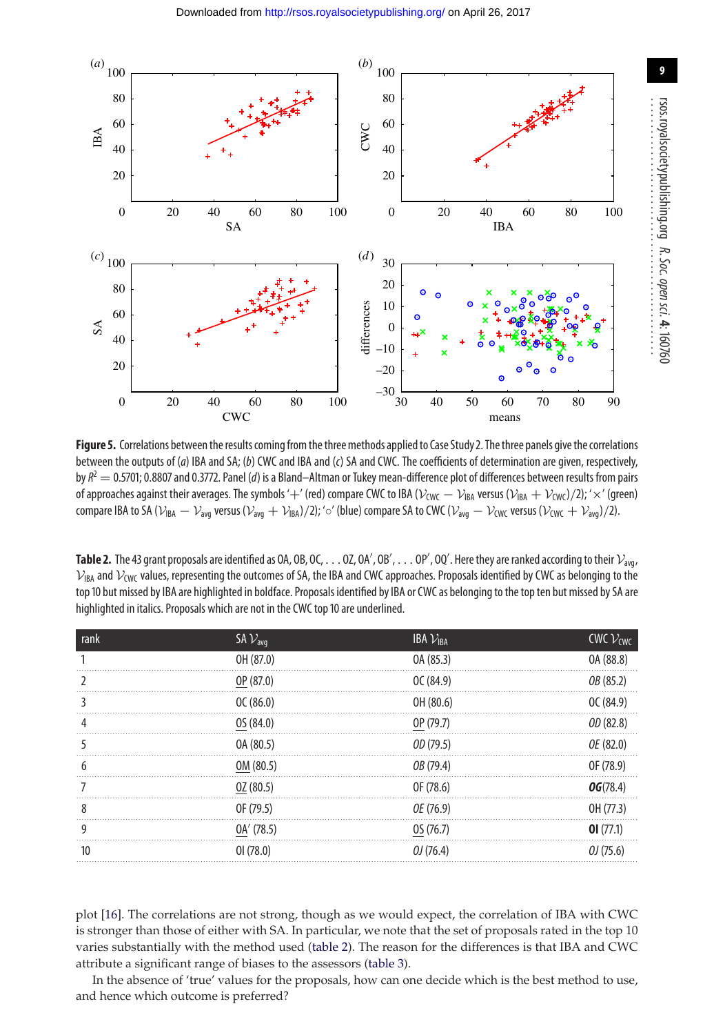(a)

100
80
60
40
20
0
20
40
60
80
100

IBA

SA

(b)

100
80
60
40
20
0
20
40
60
80
100

CWC

IBA

(c)

100
80
60
40
20
0
20
40
60
80
100

SA

CWC

(d)

30
20
10
0
−10
−20
−30
30
40
50
60
70
80
90

differences

means

**Figure 5.** Correlations between the results coming from the three methods applied to Case Study 2. The three panels give the correlations between the outputs of (*a*) IBA and SA; (*b*) CWC and IBA and (*c*) SA and CWC. The coefficients of determination are given, respectively, by $R^2 = 0.5701$; 0.8807 and 0.3772. Panel (*d*) is a Bland–Altman or Tukey mean-difference plot of differences between results from pairs of approaches against their averages. The symbols '+' (red) compare CWC to IBA ($\mathcal{V}_{\mathrm{CWC}} - \mathcal{V}_{\mathrm{IBA}}$ versus $(\mathcal{V}_{\mathrm{IBA}} + \mathcal{V}_{\mathrm{CWC}})/2$); '×' (green) compare IBA to SA ($\mathcal{V}_{\mathrm{IBA}} - \mathcal{V}_{\mathrm{avg}}$ versus $(\mathcal{V}_{\mathrm{avg}} + \mathcal{V}_{\mathrm{IBA}})/2$); '○' (blue) compare SA to CWC ($\mathcal{V}_{\mathrm{avg}} - \mathcal{V}_{\mathrm{CWC}}$ versus $(\mathcal{V}_{\mathrm{CWC}} + \mathcal{V}_{\mathrm{avg}})/2$).

**Table 2.** The 43 grant proposals are identified as 0A, 0B, 0C, . . . 0Z, 0A′, 0B′, . . . 0P′, 0Q′. Here they are ranked according to their $\mathcal{V}_{\mathrm{avg}}$, $\mathcal{V}_{\mathrm{IBA}}$ and $\mathcal{V}_{\mathrm{CWC}}$ values, representing the outcomes of SA, the IBA and CWC approaches. Proposals identified by CWC as belonging to the top 10 but missed by IBA are highlighted in boldface. Proposals identified by IBA or CWC as belonging to the top ten but missed by SA are highlighted in italics. Proposals which are not in the CWC top 10 are underlined.

| rank | SA $\mathcal{V}_{\mathrm{avg}}$ | IBA $\mathcal{V}_{\mathrm{IBA}}$ | CWC $\mathcal{V}_{\mathrm{CWC}}$ |
|---|---|---|---|
| 1 | 0H (87.0) | 0A (85.3) | 0A (88.8) |
| 2 | <u>0P</u> (87.0) | 0C (84.9) | *0B* (85.2) |
| 3 | 0C (86.0) | 0H (80.6) | 0C (84.9) |
| 4 | <u>0S</u> (84.0) | <u>0P</u> (79.7) | *0D* (82.8) |
| 5 | 0A (80.5) | *0D* (79.5) | *0E* (82.0) |
| 6 | <u>0M</u> (80.5) | *0B* (79.4) | 0F (78.9) |
| 7 | <u>0Z</u> (80.5) | 0F (78.6) | ***0G*** (78.4) |
| 8 | 0F (79.5) | *0E* (76.9) | 0H (77.3) |
| 9 | <u>0A′</u> (78.5) | <u>0S</u> (76.7) | **0I** (77.1) |
| 10 | 0I (78.0) | *0J* (76.4) | *0J* (75.6) |

plot [16]. The correlations are not strong, though as we would expect, the correlation of IBA with CWC is stronger than those of either with SA. In particular, we note that the set of proposals rated in the top 10 varies substantially with the method used (table 2). The reason for the differences is that IBA and CWC attribute a significant range of biases to the assessors (table 3).

In the absence of 'true' values for the proposals, how can one decide which is the best method to use, and hence which outcome is preferred?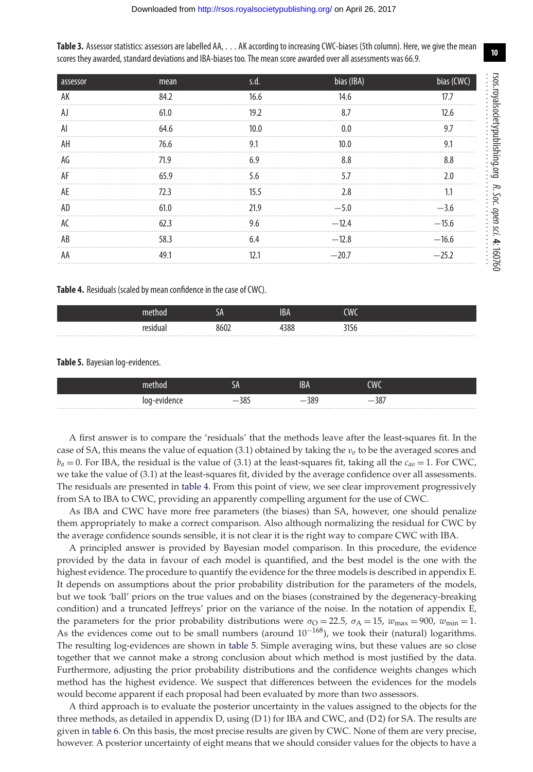**Table 3.** Assessor statistics: assessors are labelled AA, . . . AK according to increasing CWC-biases (5th column). Here, we give the mean scores they awarded, standard deviations and IBA-biases too. The mean score awarded over all assessments was 66.9.

| assessor | mean | s.d. | bias (IBA) | bias (CWC) |
|---|---|---|---|---|
| AK | 84.2 | 16.6 | 14.6 | 17.7 |
| AJ | 61.0 | 19.2 | 8.7 | 12.6 |
| AI | 64.6 | 10.0 | 0.0 | 9.7 |
| AH | 76.6 | 9.1 | 10.0 | 9.1 |
| AG | 71.9 | 6.9 | 8.8 | 8.8 |
| AF | 65.9 | 5.6 | 5.7 | 2.0 |
| AE | 72.3 | 15.5 | 2.8 | 1.1 |
| AD | 61.0 | 21.9 | −5.0 | −3.6 |
| AC | 62.3 | 9.6 | −12.4 | −15.6 |
| AB | 58.3 | 6.4 | −12.8 | −16.6 |
| AA | 49.1 | 12.1 | −20.7 | −25.2 |

**Table 4.** Residuals (scaled by mean confidence in the case of CWC).

| method | SA | IBA | CWC |
|---|---|---|---|
| residual | 8602 | 4388 | 3156 |

**Table 5.** Bayesian log-evidences.

| method | SA | IBA | CWC |
|---|---|---|---|
| log-evidence | −385 | −389 | −387 |

A first answer is to compare the 'residuals' that the methods leave after the least-squares fit. In the case of SA, this means the value of equation (3.1) obtained by taking the $v_o$ to be the averaged scores and $b_a = 0$. For IBA, the residual is the value of (3.1) at the least-squares fit, taking all the $c_{ao} = 1$. For CWC, we take the value of (3.1) at the least-squares fit, divided by the average confidence over all assessments. The residuals are presented in table 4. From this point of view, we see clear improvement progressively from SA to IBA to CWC, providing an apparently compelling argument for the use of CWC.

As IBA and CWC have more free parameters (the biases) than SA, however, one should penalize them appropriately to make a correct comparison. Also although normalizing the residual for CWC by the average confidence sounds sensible, it is not clear it is the right way to compare CWC with IBA.

A principled answer is provided by Bayesian model comparison. In this procedure, the evidence provided by the data in favour of each model is quantified, and the best model is the one with the highest evidence. The procedure to quantify the evidence for the three models is described in appendix E. It depends on assumptions about the prior probability distribution for the parameters of the models, but we took 'ball' priors on the true values and on the biases (constrained by the degeneracy-breaking condition) and a truncated Jeffreys' prior on the variance of the noise. In the notation of appendix E, the parameters for the prior probability distributions were $\sigma_{\mathrm{O}} = 22.5$, $\sigma_{\mathrm{A}} = 15$, $w_{\max} = 900$, $w_{\min} = 1$. As the evidences come out to be small numbers (around $10^{-168}$), we took their (natural) logarithms. The resulting log-evidences are shown in table 5. Simple averaging wins, but these values are so close together that we cannot make a strong conclusion about which method is most justified by the data. Furthermore, adjusting the prior probability distributions and the confidence weights changes which method has the highest evidence. We suspect that differences between the evidences for the models would become apparent if each proposal had been evaluated by more than two assessors.

A third approach is to evaluate the posterior uncertainty in the values assigned to the objects for the three methods, as detailed in appendix D, using (D 1) for IBA and CWC, and (D 2) for SA. The results are given in table 6. On this basis, the most precise results are given by CWC. None of them are very precise, however. A posterior uncertainty of eight means that we should consider values for the objects to have a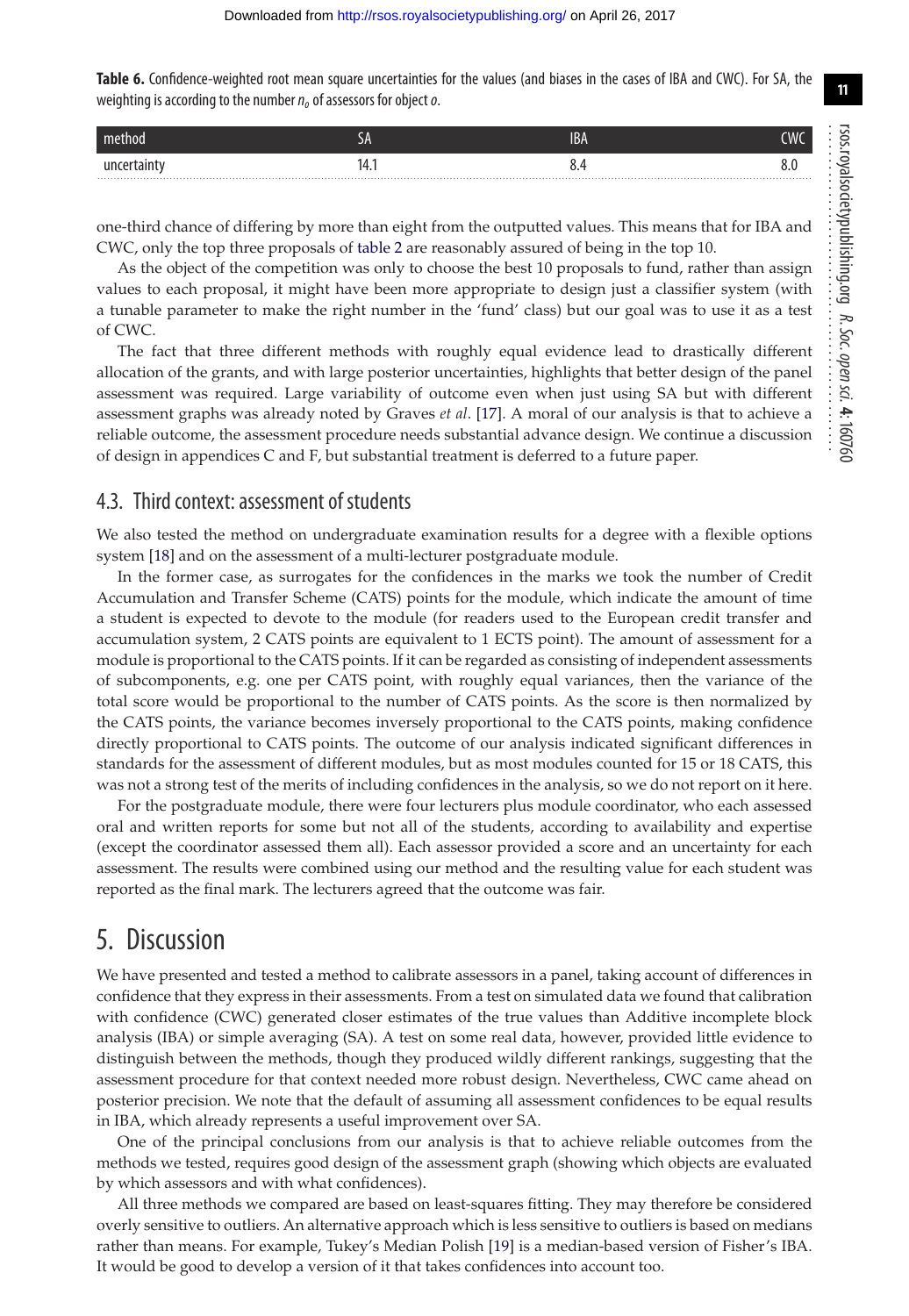**Table 6.** Confidence-weighted root mean square uncertainties for the values (and biases in the cases of IBA and CWC). For SA, the weighting is according to the number $n_o$ of assessors for object $o$.

| method | SA | IBA | CWC |
|---|---|---|---|
| uncertainty | 14.1 | 8.4 | 8.0 |

one-third chance of differing by more than eight from the outputted values. This means that for IBA and CWC, only the top three proposals of table 2 are reasonably assured of being in the top 10.

As the object of the competition was only to choose the best 10 proposals to fund, rather than assign values to each proposal, it might have been more appropriate to design just a classifier system (with a tunable parameter to make the right number in the 'fund' class) but our goal was to use it as a test of CWC.

The fact that three different methods with roughly equal evidence lead to drastically different allocation of the grants, and with large posterior uncertainties, highlights that better design of the panel assessment was required. Large variability of outcome even when just using SA but with different assessment graphs was already noted by Graves *et al*. [17]. A moral of our analysis is that to achieve a reliable outcome, the assessment procedure needs substantial advance design. We continue a discussion of design in appendices C and F, but substantial treatment is deferred to a future paper.

### 4.3. Third context: assessment of students

We also tested the method on undergraduate examination results for a degree with a flexible options system [18] and on the assessment of a multi-lecturer postgraduate module.

In the former case, as surrogates for the confidences in the marks we took the number of Credit Accumulation and Transfer Scheme (CATS) points for the module, which indicate the amount of time a student is expected to devote to the module (for readers used to the European credit transfer and accumulation system, 2 CATS points are equivalent to 1 ECTS point). The amount of assessment for a module is proportional to the CATS points. If it can be regarded as consisting of independent assessments of subcomponents, e.g. one per CATS point, with roughly equal variances, then the variance of the total score would be proportional to the number of CATS points. As the score is then normalized by the CATS points, the variance becomes inversely proportional to the CATS points, making confidence directly proportional to CATS points. The outcome of our analysis indicated significant differences in standards for the assessment of different modules, but as most modules counted for 15 or 18 CATS, this was not a strong test of the merits of including confidences in the analysis, so we do not report on it here.

For the postgraduate module, there were four lecturers plus module coordinator, who each assessed oral and written reports for some but not all of the students, according to availability and expertise (except the coordinator assessed them all). Each assessor provided a score and an uncertainty for each assessment. The results were combined using our method and the resulting value for each student was reported as the final mark. The lecturers agreed that the outcome was fair.

## 5. Discussion

We have presented and tested a method to calibrate assessors in a panel, taking account of differences in confidence that they express in their assessments. From a test on simulated data we found that calibration with confidence (CWC) generated closer estimates of the true values than Additive incomplete block analysis (IBA) or simple averaging (SA). A test on some real data, however, provided little evidence to distinguish between the methods, though they produced wildly different rankings, suggesting that the assessment procedure for that context needed more robust design. Nevertheless, CWC came ahead on posterior precision. We note that the default of assuming all assessment confidences to be equal results in IBA, which already represents a useful improvement over SA.

One of the principal conclusions from our analysis is that to achieve reliable outcomes from the methods we tested, requires good design of the assessment graph (showing which objects are evaluated by which assessors and with what confidences).

All three methods we compared are based on least-squares fitting. They may therefore be considered overly sensitive to outliers. An alternative approach which is less sensitive to outliers is based on medians rather than means. For example, Tukey's Median Polish [19] is a median-based version of Fisher's IBA. It would be good to develop a version of it that takes confidences into account too.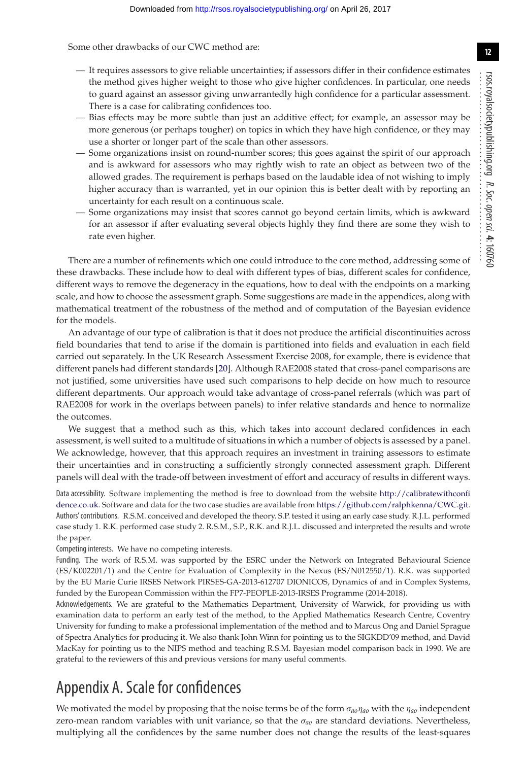Some other drawbacks of our CWC method are:

- It requires assessors to give reliable uncertainties; if assessors differ in their confidence estimates the method gives higher weight to those who give higher confidences. In particular, one needs to guard against an assessor giving unwarrantedly high confidence for a particular assessment. There is a case for calibrating confidences too.
- Bias effects may be more subtle than just an additive effect; for example, an assessor may be more generous (or perhaps tougher) on topics in which they have high confidence, or they may use a shorter or longer part of the scale than other assessors.
- Some organizations insist on round-number scores; this goes against the spirit of our approach and is awkward for assessors who may rightly wish to rate an object as between two of the allowed grades. The requirement is perhaps based on the laudable idea of not wishing to imply higher accuracy than is warranted, yet in our opinion this is better dealt with by reporting an uncertainty for each result on a continuous scale.
- Some organizations may insist that scores cannot go beyond certain limits, which is awkward for an assessor if after evaluating several objects highly they find there are some they wish to rate even higher.

There are a number of refinements which one could introduce to the core method, addressing some of these drawbacks. These include how to deal with different types of bias, different scales for confidence, different ways to remove the degeneracy in the equations, how to deal with the endpoints on a marking scale, and how to choose the assessment graph. Some suggestions are made in the appendices, along with mathematical treatment of the robustness of the method and of computation of the Bayesian evidence for the models.

An advantage of our type of calibration is that it does not produce the artificial discontinuities across field boundaries that tend to arise if the domain is partitioned into fields and evaluation in each field carried out separately. In the UK Research Assessment Exercise 2008, for example, there is evidence that different panels had different standards [20]. Although RAE2008 stated that cross-panel comparisons are not justified, some universities have used such comparisons to help decide on how much to resource different departments. Our approach would take advantage of cross-panel referrals (which was part of RAE2008 for work in the overlaps between panels) to infer relative standards and hence to normalize the outcomes.

We suggest that a method such as this, which takes into account declared confidences in each assessment, is well suited to a multitude of situations in which a number of objects is assessed by a panel. We acknowledge, however, that this approach requires an investment in training assessors to estimate their uncertainties and in constructing a sufficiently strongly connected assessment graph. Different panels will deal with the trade-off between investment of effort and accuracy of results in different ways.

Data accessibility. Software implementing the method is free to download from the website http://calibratewithconfidence.co.uk. Software and data for the two case studies are available from https://github.com/ralphkenna/CWC.git.

Authors' contributions. R.S.M. conceived and developed the theory. S.P. tested it using an early case study. R.J.L. performed case study 1. R.K. performed case study 2. R.S.M., S.P., R.K. and R.J.L. discussed and interpreted the results and wrote the paper.

Competing interests. We have no competing interests.

Funding. The work of R.S.M. was supported by the ESRC under the Network on Integrated Behavioural Science (ES/K002201/1) and the Centre for Evaluation of Complexity in the Nexus (ES/N012550/1). R.K. was supported by the EU Marie Curie IRSES Network PIRSES-GA-2013-612707 DIONICOS, Dynamics of and in Complex Systems, funded by the European Commission within the FP7-PEOPLE-2013-IRSES Programme (2014-2018).

Acknowledgements. We are grateful to the Mathematics Department, University of Warwick, for providing us with examination data to perform an early test of the method, to the Applied Mathematics Research Centre, Coventry University for funding to make a professional implementation of the method and to Marcus Ong and Daniel Sprague of Spectra Analytics for producing it. We also thank John Winn for pointing us to the SIGKDD'09 method, and David MacKay for pointing us to the NIPS method and teaching R.S.M. Bayesian model comparison back in 1990. We are grateful to the reviewers of this and previous versions for many useful comments.

# Appendix A. Scale for confidences

We motivated the model by proposing that the noise terms be of the form $\sigma_{ao}\eta_{ao}$ with the $\eta_{ao}$ independent zero-mean random variables with unit variance, so that the $\sigma_{ao}$ are standard deviations. Nevertheless, multiplying all the confidences by the same number does not change the results of the least-squares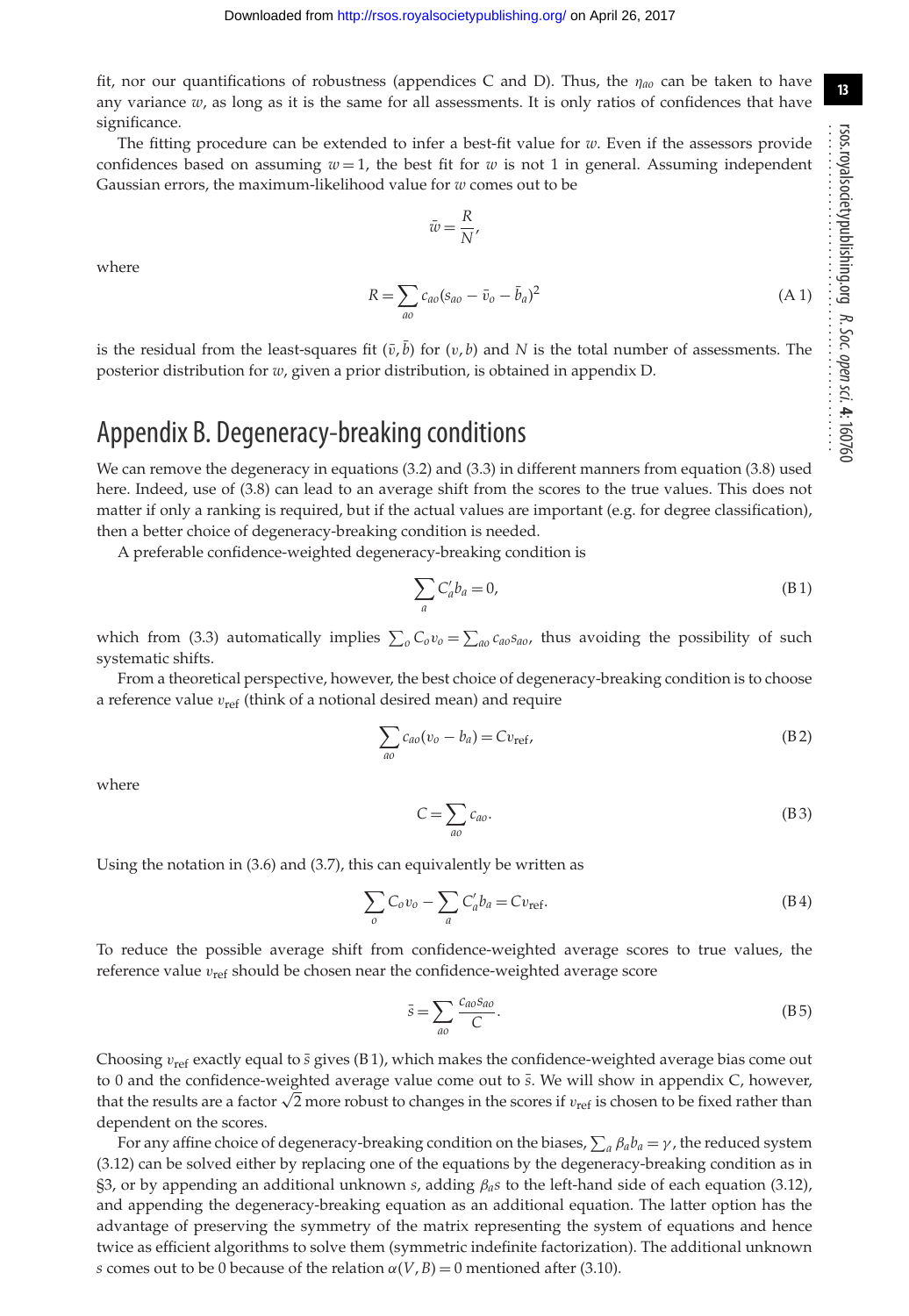fit, nor our quantifications of robustness (appendices C and D). Thus, the $\eta_{ao}$ can be taken to have any variance $w$, as long as it is the same for all assessments. It is only ratios of confidences that have significance.

The fitting procedure can be extended to infer a best-fit value for $w$. Even if the assessors provide confidences based on assuming $w = 1$, the best fit for $w$ is not 1 in general. Assuming independent Gaussian errors, the maximum-likelihood value for $w$ comes out to be

$$\bar{w} = \frac{R}{N},$$

where

$$R = \sum_{ao} c_{ao}(s_{ao} - \bar{v}_o - \bar{b}_a)^2 \tag{A 1}$$

is the residual from the least-squares fit $(\bar{v}, \bar{b})$ for $(v, b)$ and $N$ is the total number of assessments. The posterior distribution for $w$, given a prior distribution, is obtained in appendix D.

# Appendix B. Degeneracy-breaking conditions

We can remove the degeneracy in equations (3.2) and (3.3) in different manners from equation (3.8) used here. Indeed, use of (3.8) can lead to an average shift from the scores to the true values. This does not matter if only a ranking is required, but if the actual values are important (e.g. for degree classification), then a better choice of degeneracy-breaking condition is needed.

A preferable confidence-weighted degeneracy-breaking condition is

$$\sum_a C'_a b_a = 0, \tag{B 1}$$

which from (3.3) automatically implies $\sum_o C_o v_o = \sum_{ao} c_{ao} s_{ao}$, thus avoiding the possibility of such systematic shifts.

From a theoretical perspective, however, the best choice of degeneracy-breaking condition is to choose a reference value $v_{\text{ref}}$ (think of a notional desired mean) and require

$$\sum_{ao} c_{ao}(v_o - b_a) = C v_{\text{ref}}, \tag{B 2}$$

where

$$C = \sum_{ao} c_{ao}. \tag{B 3}$$

Using the notation in (3.6) and (3.7), this can equivalently be written as

$$\sum_o C_o v_o - \sum_a C'_a b_a = C v_{\text{ref}}. \tag{B 4}$$

To reduce the possible average shift from confidence-weighted average scores to true values, the reference value $v_{\text{ref}}$ should be chosen near the confidence-weighted average score

$$\bar{s} = \sum_{ao} \frac{c_{ao} s_{ao}}{C}. \tag{B 5}$$

Choosing $v_{\text{ref}}$ exactly equal to $\bar{s}$ gives (B 1), which makes the confidence-weighted average bias come out to 0 and the confidence-weighted average value come out to $\bar{s}$. We will show in appendix C, however, that the results are a factor $\sqrt{2}$ more robust to changes in the scores if $v_{\text{ref}}$ is chosen to be fixed rather than dependent on the scores.

For any affine choice of degeneracy-breaking condition on the biases, $\sum_a \beta_a b_a = \gamma$, the reduced system (3.12) can be solved either by replacing one of the equations by the degeneracy-breaking condition as in §3, or by appending an additional unknown $s$, adding $\beta_a s$ to the left-hand side of each equation (3.12), and appending the degeneracy-breaking equation as an additional equation. The latter option has the advantage of preserving the symmetry of the matrix representing the system of equations and hence twice as efficient algorithms to solve them (symmetric indefinite factorization). The additional unknown $s$ comes out to be 0 because of the relation $\alpha(V, B) = 0$ mentioned after (3.10).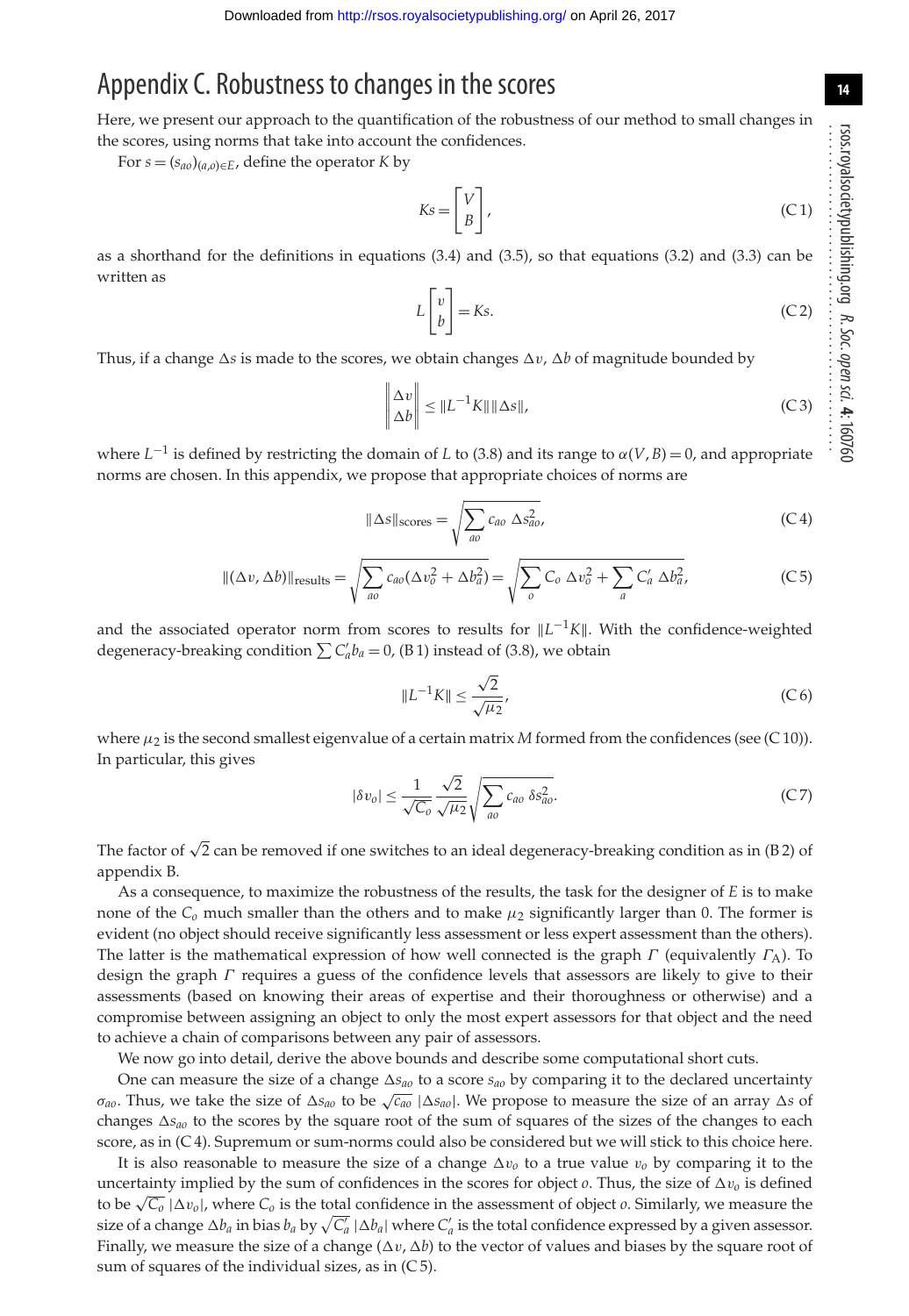## Appendix C. Robustness to changes in the scores

Here, we present our approach to the quantification of the robustness of our method to small changes in the scores, using norms that take into account the confidences.

For $s = (s_{ao})_{(a,o)\in E}$, define the operator $K$ by

$$Ks = \begin{bmatrix} V \\ B \end{bmatrix}, \tag{C 1}$$

as a shorthand for the definitions in equations (3.4) and (3.5), so that equations (3.2) and (3.3) can be written as

$$L \begin{bmatrix} v \\ b \end{bmatrix} = Ks. \tag{C 2}$$

Thus, if a change $\Delta s$ is made to the scores, we obtain changes $\Delta v$, $\Delta b$ of magnitude bounded by

$$\left\| \begin{matrix} \Delta v \\ \Delta b \end{matrix} \right\| \leq \|L^{-1}K\| \|\Delta s\|, \tag{C 3}$$

where $L^{-1}$ is defined by restricting the domain of $L$ to (3.8) and its range to $\alpha(V, B) = 0$, and appropriate norms are chosen. In this appendix, we propose that appropriate choices of norms are

$$\|\Delta s\|_{\text{scores}} = \sqrt{\sum_{ao} c_{ao}\ \Delta s_{ao}^2}, \tag{C 4}$$

$$\|(\Delta v, \Delta b)\|_{\text{results}} = \sqrt{\sum_{ao} c_{ao}(\Delta v_o^2 + \Delta b_a^2)} = \sqrt{\sum_o C_o\ \Delta v_o^2 + \sum_a C'_a\ \Delta b_a^2}, \tag{C 5}$$

and the associated operator norm from scores to results for $\|L^{-1}K\|$. With the confidence-weighted degeneracy-breaking condition $\sum C'_a b_a = 0$, (B 1) instead of (3.8), we obtain

$$\|L^{-1}K\| \leq \frac{\sqrt{2}}{\sqrt{\mu_2}}, \tag{C 6}$$

where $\mu_2$ is the second smallest eigenvalue of a certain matrix $M$ formed from the confidences (see (C 10)). In particular, this gives

$$|\delta v_o| \leq \frac{1}{\sqrt{C_o}} \frac{\sqrt{2}}{\sqrt{\mu_2}} \sqrt{\sum_{ao} c_{ao}\ \delta s_{ao}^2}. \tag{C 7}$$

The factor of $\sqrt{2}$ can be removed if one switches to an ideal degeneracy-breaking condition as in (B 2) of appendix B.

As a consequence, to maximize the robustness of the results, the task for the designer of $E$ is to make none of the $C_o$ much smaller than the others and to make $\mu_2$ significantly larger than 0. The former is evident (no object should receive significantly less assessment or less expert assessment than the others). The latter is the mathematical expression of how well connected is the graph $\Gamma$ (equivalently $\Gamma_A$). To design the graph $\Gamma$ requires a guess of the confidence levels that assessors are likely to give to their assessments (based on knowing their areas of expertise and their thoroughness or otherwise) and a compromise between assigning an object to only the most expert assessors for that object and the need to achieve a chain of comparisons between any pair of assessors.

We now go into detail, derive the above bounds and describe some computational short cuts.

One can measure the size of a change $\Delta s_{ao}$ to a score $s_{ao}$ by comparing it to the declared uncertainty $\sigma_{ao}$. Thus, we take the size of $\Delta s_{ao}$ to be $\sqrt{c_{ao}}\ |\Delta s_{ao}|$. We propose to measure the size of an array $\Delta s$ of changes $\Delta s_{ao}$ to the scores by the square root of the sum of squares of the sizes of the changes to each score, as in (C 4). Supremum or sum-norms could also be considered but we will stick to this choice here.

It is also reasonable to measure the size of a change $\Delta v_o$ to a true value $v_o$ by comparing it to the uncertainty implied by the sum of confidences in the scores for object $o$. Thus, the size of $\Delta v_o$ is defined to be $\sqrt{C_o}\ |\Delta v_o|$, where $C_o$ is the total confidence in the assessment of object $o$. Similarly, we measure the size of a change $\Delta b_a$ in bias $b_a$ by $\sqrt{C'_a}\ |\Delta b_a|$ where $C'_a$ is the total confidence expressed by a given assessor. Finally, we measure the size of a change $(\Delta v, \Delta b)$ to the vector of values and biases by the square root of sum of squares of the individual sizes, as in (C 5).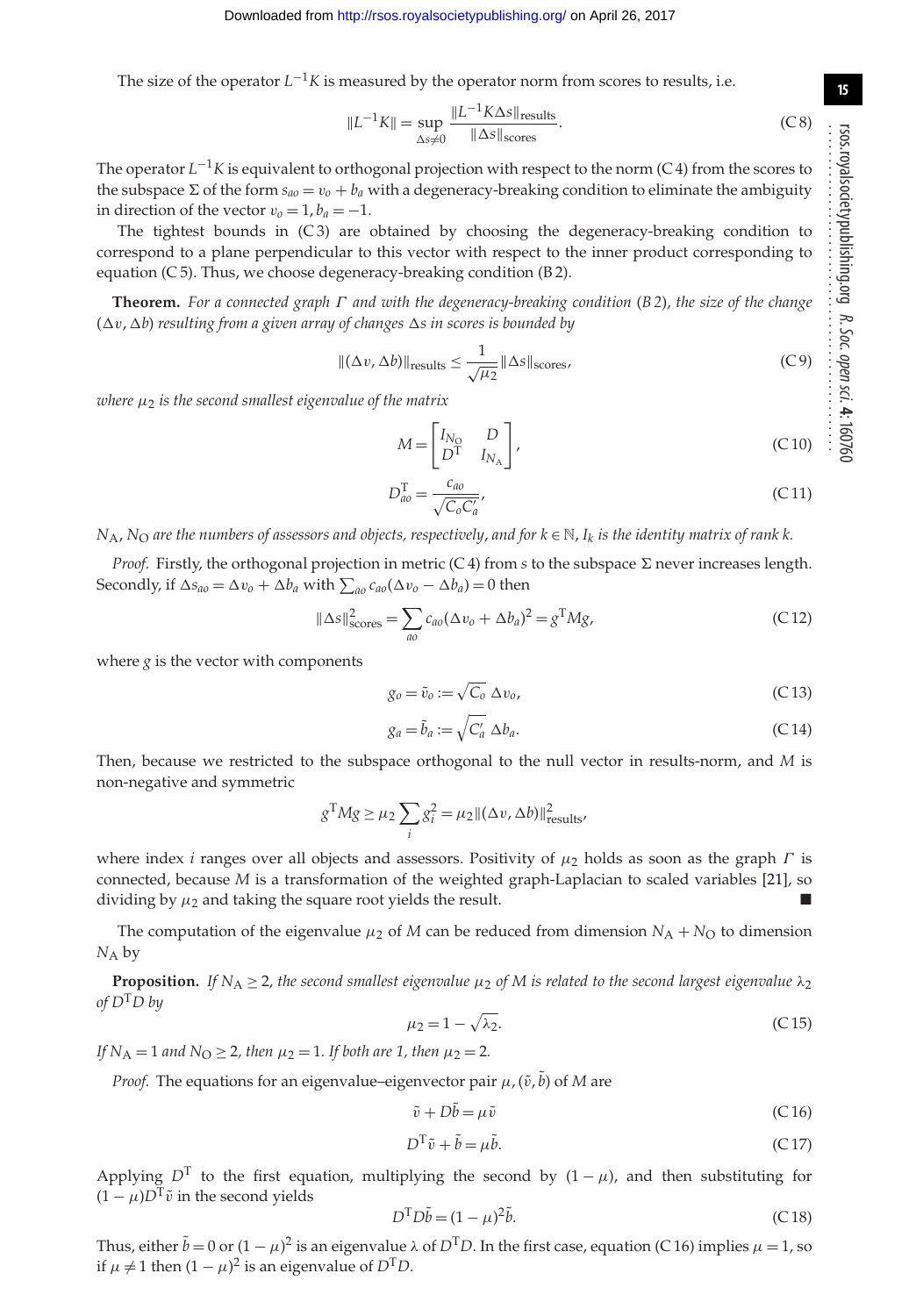The size of the operator $L^{-1}K$ is measured by the operator norm from scores to results, i.e.

$$\|L^{-1}K\| = \sup_{\Delta s \neq 0} \frac{\|L^{-1}K\Delta s\|_{\text{results}}}{\|\Delta s\|_{\text{scores}}}. \tag{C 8}$$

The operator $L^{-1}K$ is equivalent to orthogonal projection with respect to the norm (C 4) from the scores to the subspace $\Sigma$ of the form $s_{ao} = v_o + b_a$ with a degeneracy-breaking condition to eliminate the ambiguity in direction of the vector $v_o = 1, b_a = -1$.

The tightest bounds in (C 3) are obtained by choosing the degeneracy-breaking condition to correspond to a plane perpendicular to this vector with respect to the inner product corresponding to equation (C 5). Thus, we choose degeneracy-breaking condition (B 2).

**Theorem.** *For a connected graph $\Gamma$ and with the degeneracy-breaking condition (B 2), the size of the change $(\Delta v, \Delta b)$ resulting from a given array of changes $\Delta s$ in scores is bounded by*

$$\|(\Delta v, \Delta b)\|_{\text{results}} \leq \frac{1}{\sqrt{\mu_2}} \|\Delta s\|_{\text{scores}}, \tag{C 9}$$

*where $\mu_2$ is the second smallest eigenvalue of the matrix*

$$M = \begin{bmatrix} I_{N_O} & D \\ D^{\mathrm{T}} & I_{N_A} \end{bmatrix}, \tag{C 10}$$

$$D^{\mathrm{T}}_{ao} = \frac{c_{ao}}{\sqrt{C_o C'_a}}, \tag{C 11}$$

*$N_A$, $N_O$ are the numbers of assessors and objects, respectively, and for $k \in \mathbb{N}$, $I_k$ is the identity matrix of rank $k$.*

*Proof.* Firstly, the orthogonal projection in metric (C 4) from $s$ to the subspace $\Sigma$ never increases length. Secondly, if $\Delta s_{ao} = \Delta v_o + \Delta b_a$ with $\sum_{ao} c_{ao}(\Delta v_o - \Delta b_a) = 0$ then

$$\|\Delta s\|^2_{\text{scores}} = \sum_{ao} c_{ao}(\Delta v_o + \Delta b_a)^2 = g^{\mathrm{T}} M g, \tag{C 12}$$

where $g$ is the vector with components

$$g_o = \tilde{v}_o := \sqrt{C_o}\, \Delta v_o, \tag{C 13}$$

$$g_a = \tilde{b}_a := \sqrt{C'_a}\, \Delta b_a. \tag{C 14}$$

Then, because we restricted to the subspace orthogonal to the null vector in results-norm, and $M$ is non-negative and symmetric

$$g^{\mathrm{T}} M g \geq \mu_2 \sum_i g_i^2 = \mu_2 \|(\Delta v, \Delta b)\|^2_{\text{results}},$$

where index $i$ ranges over all objects and assessors. Positivity of $\mu_2$ holds as soon as the graph $\Gamma$ is connected, because $M$ is a transformation of the weighted graph-Laplacian to scaled variables [21], so dividing by $\mu_2$ and taking the square root yields the result. ∎

The computation of the eigenvalue $\mu_2$ of $M$ can be reduced from dimension $N_A + N_O$ to dimension $N_A$ by

**Proposition.** *If $N_A \geq 2$, the second smallest eigenvalue $\mu_2$ of $M$ is related to the second largest eigenvalue $\lambda_2$ of $D^{\mathrm{T}} D$ by*

$$\mu_2 = 1 - \sqrt{\lambda_2}. \tag{C 15}$$

*If $N_A = 1$ and $N_O \geq 2$, then $\mu_2 = 1$. If both are 1, then $\mu_2 = 2$.*

*Proof.* The equations for an eigenvalue–eigenvector pair $\mu, (\tilde{v}, \tilde{b})$ of $M$ are

$$\tilde{v} + D\tilde{b} = \mu \tilde{v} \tag{C 16}$$

$$D^{\mathrm{T}}\tilde{v} + \tilde{b} = \mu \tilde{b}. \tag{C 17}$$

Applying $D^{\mathrm{T}}$ to the first equation, multiplying the second by $(1 - \mu)$, and then substituting for $(1 - \mu)D^{\mathrm{T}}\tilde{v}$ in the second yields

$$D^{\mathrm{T}} D \tilde{b} = (1 - \mu)^2 \tilde{b}. \tag{C 18}$$

Thus, either $\tilde{b} = 0$ or $(1 - \mu)^2$ is an eigenvalue $\lambda$ of $D^{\mathrm{T}} D$. In the first case, equation (C 16) implies $\mu = 1$, so if $\mu \neq 1$ then $(1 - \mu)^2$ is an eigenvalue of $D^{\mathrm{T}} D$.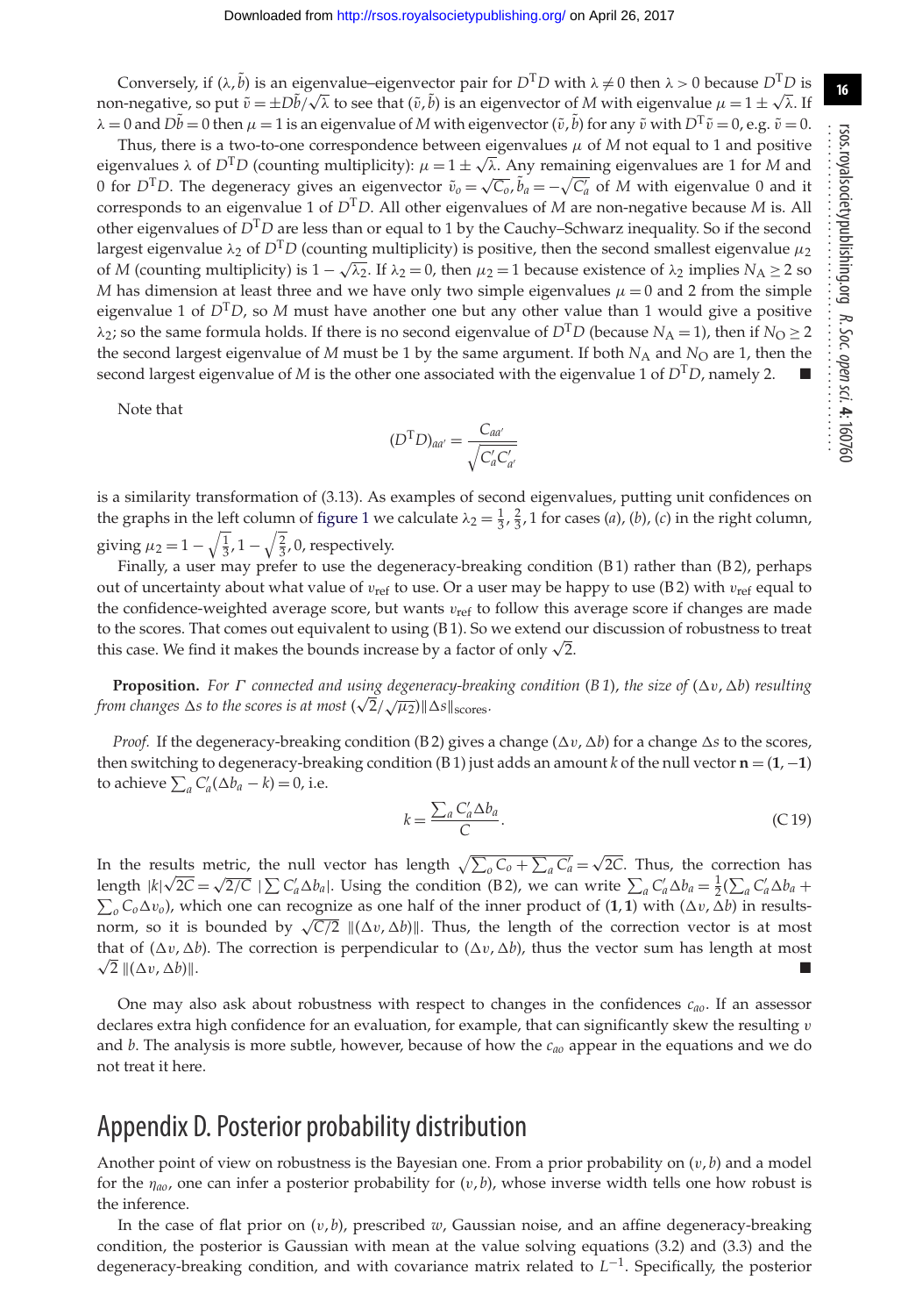Conversely, if $(\lambda, \tilde{b})$ is an eigenvalue–eigenvector pair for $D^{\mathrm{T}}D$ with $\lambda \neq 0$ then $\lambda > 0$ because $D^{\mathrm{T}}D$ is non-negative, so put $\tilde{v} = \pm D\tilde{b}/\sqrt{\lambda}$ to see that $(\tilde{v}, \tilde{b})$ is an eigenvector of $M$ with eigenvalue $\mu = 1 \pm \sqrt{\lambda}$. If $\lambda = 0$ and $D\tilde{b} = 0$ then $\mu = 1$ is an eigenvalue of $M$ with eigenvector $(\tilde{v}, \tilde{b})$ for any $\tilde{v}$ with $D^{\mathrm{T}}\tilde{v} = 0$, e.g. $\tilde{v} = 0$.

Thus, there is a two-to-one correspondence between eigenvalues $\mu$ of $M$ not equal to 1 and positive eigenvalues $\lambda$ of $D^{\mathrm{T}}D$ (counting multiplicity): $\mu = 1 \pm \sqrt{\lambda}$. Any remaining eigenvalues are 1 for $M$ and 0 for $D^{\mathrm{T}}D$. The degeneracy gives an eigenvector $\tilde{v}_o = \sqrt{C_o}, \tilde{b}_a = -\sqrt{C'_a}$ of $M$ with eigenvalue 0 and it corresponds to an eigenvalue 1 of $D^{\mathrm{T}}D$. All other eigenvalues of $M$ are non-negative because $M$ is. All other eigenvalues of $D^{\mathrm{T}}D$ are less than or equal to 1 by the Cauchy–Schwarz inequality. So if the second largest eigenvalue $\lambda_2$ of $D^{\mathrm{T}}D$ (counting multiplicity) is positive, then the second smallest eigenvalue $\mu_2$ of $M$ (counting multiplicity) is $1 - \sqrt{\lambda_2}$. If $\lambda_2 = 0$, then $\mu_2 = 1$ because existence of $\lambda_2$ implies $N_{\mathrm{A}} \geq 2$ so $M$ has dimension at least three and we have only two simple eigenvalues $\mu = 0$ and 2 from the simple eigenvalue 1 of $D^{\mathrm{T}}D$, so $M$ must have another one but any other value than 1 would give a positive $\lambda_2$; so the same formula holds. If there is no second eigenvalue of $D^{\mathrm{T}}D$ (because $N_{\mathrm{A}} = 1$), then if $N_{\mathrm{O}} \geq 2$ the second largest eigenvalue of $M$ must be 1 by the same argument. If both $N_{\mathrm{A}}$ and $N_{\mathrm{O}}$ are 1, then the second largest eigenvalue of $M$ is the other one associated with the eigenvalue 1 of $D^{\mathrm{T}}D$, namely 2. ■

Note that

$$(D^{\mathrm{T}}D)_{aa'} = \frac{C_{aa'}}{\sqrt{C'_a C'_{a'}}}$$

is a similarity transformation of (3.13). As examples of second eigenvalues, putting unit confidences on the graphs in the left column of figure 1 we calculate $\lambda_2 = \frac{1}{3}, \frac{2}{3}, 1$ for cases (*a*), (*b*), (*c*) in the right column, giving $\mu_2 = 1 - \sqrt{\frac{1}{3}}, 1 - \sqrt{\frac{2}{3}}, 0$, respectively.

Finally, a user may prefer to use the degeneracy-breaking condition (B 1) rather than (B 2), perhaps out of uncertainty about what value of $v_{\mathrm{ref}}$ to use. Or a user may be happy to use (B 2) with $v_{\mathrm{ref}}$ equal to the confidence-weighted average score, but wants $v_{\mathrm{ref}}$ to follow this average score if changes are made to the scores. That comes out equivalent to using (B 1). So we extend our discussion of robustness to treat this case. We find it makes the bounds increase by a factor of only $\sqrt{2}$.

**Proposition.** *For $\Gamma$ connected and using degeneracy-breaking condition (B 1), the size of $(\Delta v, \Delta b)$ resulting from changes $\Delta s$ to the scores is at most $(\sqrt{2}/\sqrt{\mu_2})\|\Delta s\|_{\mathrm{scores}}$.*

*Proof.* If the degeneracy-breaking condition (B 2) gives a change $(\Delta v, \Delta b)$ for a change $\Delta s$ to the scores, then switching to degeneracy-breaking condition (B 1) just adds an amount $k$ of the null vector $\mathbf{n} = (\mathbf{1}, -\mathbf{1})$ to achieve $\sum_a C'_a(\Delta b_a - k) = 0$, i.e.

$$k = \frac{\sum_a C'_a \Delta b_a}{C}. \tag{C 19}$$

In the results metric, the null vector has length $\sqrt{\sum_o C_o + \sum_a C'_a} = \sqrt{2C}$. Thus, the correction has length $|k|\sqrt{2C} = \sqrt{2/C}\ |\sum C'_a \Delta b_a|$. Using the condition (B 2), we can write $\sum_a C'_a \Delta b_a = \frac{1}{2}(\sum_a C'_a \Delta b_a + \sum_o C_o \Delta v_o)$, which one can recognize as one half of the inner product of $(\mathbf{1}, \mathbf{1})$ with $(\Delta v, \Delta b)$ in results-norm, so it is bounded by $\sqrt{C/2}\ \|(\Delta v, \Delta b)\|$. Thus, the length of the correction vector is at most that of $(\Delta v, \Delta b)$. The correction is perpendicular to $(\Delta v, \Delta b)$, thus the vector sum has length at most $\sqrt{2}\ \|(\Delta v, \Delta b)\|$. ■

One may also ask about robustness with respect to changes in the confidences $c_{ao}$. If an assessor declares extra high confidence for an evaluation, for example, that can significantly skew the resulting $v$ and $b$. The analysis is more subtle, however, because of how the $c_{ao}$ appear in the equations and we do not treat it here.

## Appendix D. Posterior probability distribution

Another point of view on robustness is the Bayesian one. From a prior probability on $(v, b)$ and a model for the $\eta_{ao}$, one can infer a posterior probability for $(v, b)$, whose inverse width tells one how robust is the inference.

In the case of flat prior on $(v, b)$, prescribed $w$, Gaussian noise, and an affine degeneracy-breaking condition, the posterior is Gaussian with mean at the value solving equations (3.2) and (3.3) and the degeneracy-breaking condition, and with covariance matrix related to $L^{-1}$. Specifically, the posterior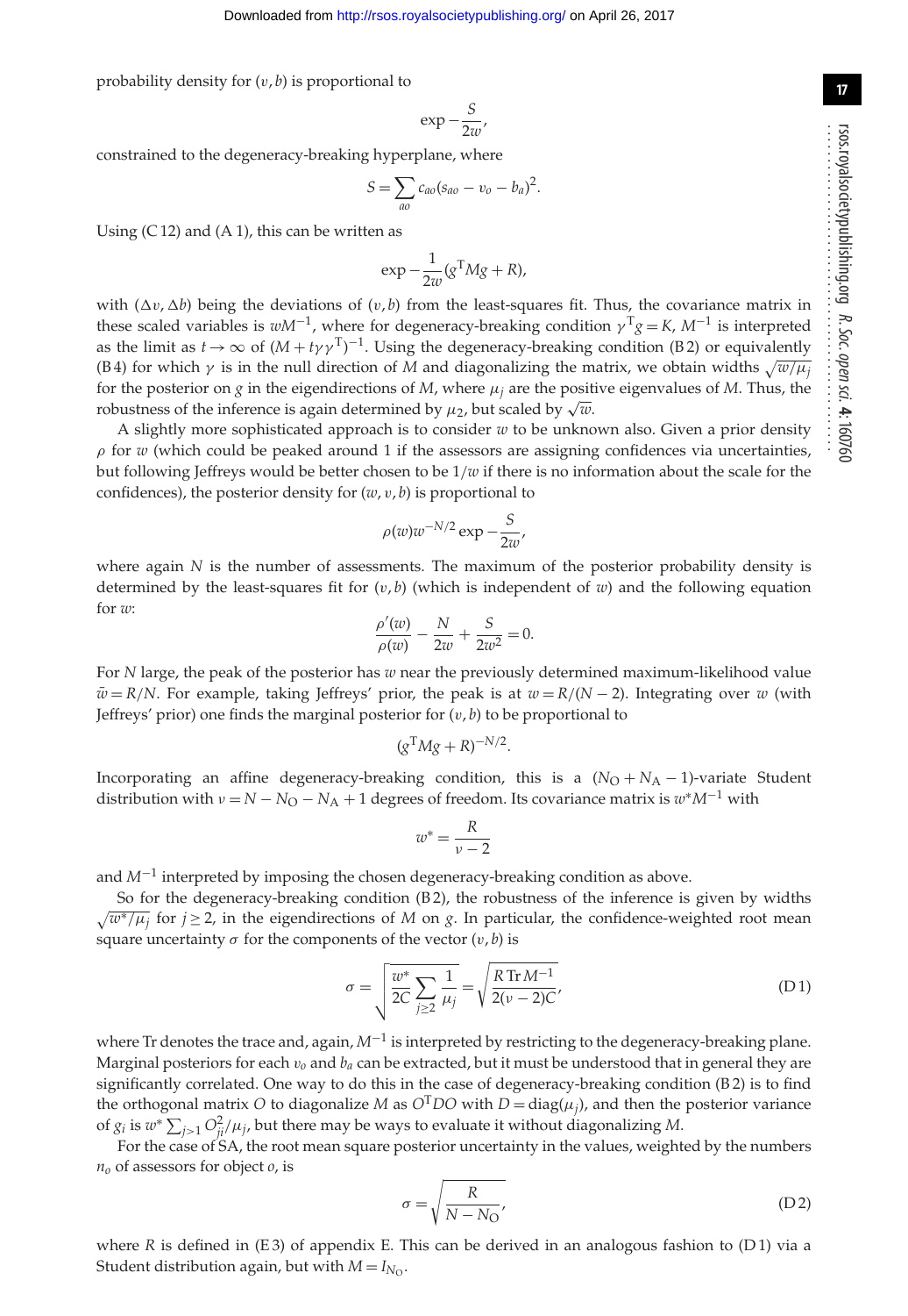probability density for $(v, b)$ is proportional to

$$\exp -\frac{S}{2w},$$

constrained to the degeneracy-breaking hyperplane, where

$$S = \sum_{ao} c_{ao}(s_{ao} - v_o - b_a)^2.$$

Using (C 12) and (A 1), this can be written as

$$\exp -\frac{1}{2w}(g^{\mathrm{T}} M g + R),$$

with $(\Delta v, \Delta b)$ being the deviations of $(v, b)$ from the least-squares fit. Thus, the covariance matrix in these scaled variables is $wM^{-1}$, where for degeneracy-breaking condition $\gamma^{\mathrm{T}} g = K$, $M^{-1}$ is interpreted as the limit as $t \to \infty$ of $(M + t\gamma\gamma^{\mathrm{T}})^{-1}$. Using the degeneracy-breaking condition (B 2) or equivalently (B 4) for which $\gamma$ is in the null direction of $M$ and diagonalizing the matrix, we obtain widths $\sqrt{w/\mu_j}$ for the posterior on $g$ in the eigendirections of $M$, where $\mu_j$ are the positive eigenvalues of $M$. Thus, the robustness of the inference is again determined by $\mu_2$, but scaled by $\sqrt{w}$.

A slightly more sophisticated approach is to consider $w$ to be unknown also. Given a prior density $\rho$ for $w$ (which could be peaked around 1 if the assessors are assigning confidences via uncertainties, but following Jeffreys would be better chosen to be $1/w$ if there is no information about the scale for the confidences), the posterior density for $(w, v, b)$ is proportional to

$$\rho(w) w^{-N/2} \exp -\frac{S}{2w},$$

where again $N$ is the number of assessments. The maximum of the posterior probability density is determined by the least-squares fit for $(v, b)$ (which is independent of $w$) and the following equation for $w$:

$$\frac{\rho'(w)}{\rho(w)} - \frac{N}{2w} + \frac{S}{2w^2} = 0.$$

For $N$ large, the peak of the posterior has $w$ near the previously determined maximum-likelihood value $\bar{w} = R/N$. For example, taking Jeffreys' prior, the peak is at $w = R/(N-2)$. Integrating over $w$ (with Jeffreys' prior) one finds the marginal posterior for $(v, b)$ to be proportional to

$$(g^{\mathrm{T}} M g + R)^{-N/2}.$$

Incorporating an affine degeneracy-breaking condition, this is a $(N_{\mathrm{O}} + N_{\mathrm{A}} - 1)$-variate Student distribution with $\nu = N - N_{\mathrm{O}} - N_{\mathrm{A}} + 1$ degrees of freedom. Its covariance matrix is $w^* M^{-1}$ with

$$w^* = \frac{R}{\nu - 2}$$

and $M^{-1}$ interpreted by imposing the chosen degeneracy-breaking condition as above.

So for the degeneracy-breaking condition (B 2), the robustness of the inference is given by widths $\sqrt{w^*/\mu_j}$ for $j \geq 2$, in the eigendirections of $M$ on $g$. In particular, the confidence-weighted root mean square uncertainty $\sigma$ for the components of the vector $(v, b)$ is

$$\sigma = \sqrt{\frac{w^*}{2C} \sum_{j \geq 2} \frac{1}{\mu_j}} = \sqrt{\frac{R \operatorname{Tr} M^{-1}}{2(\nu - 2)C}}, \tag{D 1}$$

where Tr denotes the trace and, again, $M^{-1}$ is interpreted by restricting to the degeneracy-breaking plane. Marginal posteriors for each $v_o$ and $b_a$ can be extracted, but it must be understood that in general they are significantly correlated. One way to do this in the case of degeneracy-breaking condition (B 2) is to find the orthogonal matrix $O$ to diagonalize $M$ as $O^{\mathrm{T}} D O$ with $D = \mathrm{diag}(\mu_j)$, and then the posterior variance of $g_i$ is $w^* \sum_{j>1} O_{ji}^2/\mu_j$, but there may be ways to evaluate it without diagonalizing $M$.

For the case of SA, the root mean square posterior uncertainty in the values, weighted by the numbers $n_o$ of assessors for object $o$, is

$$\sigma = \sqrt{\frac{R}{N - N_{\mathrm{O}}}}, \tag{D 2}$$

where $R$ is defined in (E 3) of appendix E. This can be derived in an analogous fashion to (D 1) via a Student distribution again, but with $M = I_{N_{\mathrm{O}}}$.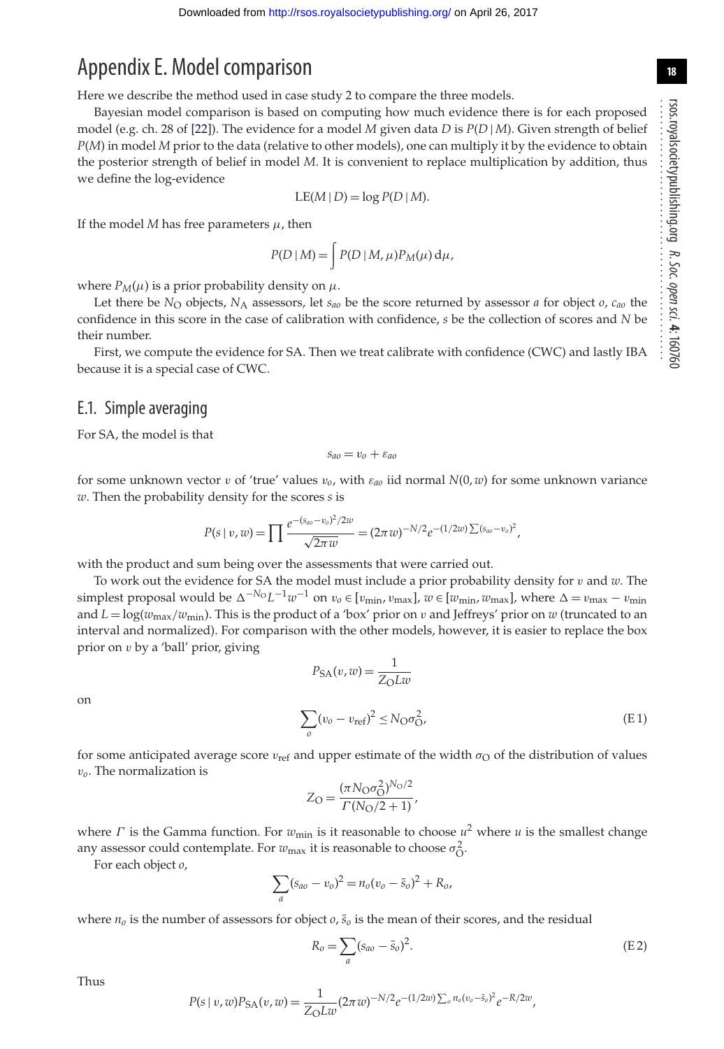## Appendix E. Model comparison

Here we describe the method used in case study 2 to compare the three models.

Bayesian model comparison is based on computing how much evidence there is for each proposed model (e.g. ch. 28 of [22]). The evidence for a model $M$ given data $D$ is $P(D \mid M)$. Given strength of belief $P(M)$ in model $M$ prior to the data (relative to other models), one can multiply it by the evidence to obtain the posterior strength of belief in model $M$. It is convenient to replace multiplication by addition, thus we define the log-evidence

$$\mathrm{LE}(M \mid D) = \log P(D \mid M).$$

If the model $M$ has free parameters $\mu$, then

$$P(D \mid M) = \int P(D \mid M, \mu) P_M(\mu)\, \mathrm{d}\mu,$$

where $P_M(\mu)$ is a prior probability density on $\mu$.

Let there be $N_{\mathrm{O}}$ objects, $N_{\mathrm{A}}$ assessors, let $s_{ao}$ be the score returned by assessor $a$ for object $o$, $c_{ao}$ the confidence in this score in the case of calibration with confidence, $s$ be the collection of scores and $N$ be their number.

First, we compute the evidence for SA. Then we treat calibrate with confidence (CWC) and lastly IBA because it is a special case of CWC.

### E.1. Simple averaging

For SA, the model is that

$$s_{ao} = v_o + \varepsilon_{ao}$$

for some unknown vector $v$ of 'true' values $v_o$, with $\varepsilon_{ao}$ iid normal $N(0, w)$ for some unknown variance $w$. Then the probability density for the scores $s$ is

$$P(s \mid v, w) = \prod \frac{e^{-(s_{ao}-v_o)^2/2w}}{\sqrt{2\pi w}} = (2\pi w)^{-N/2} e^{-(1/2w)\sum (s_{ao}-v_o)^2},$$

with the product and sum being over the assessments that were carried out.

To work out the evidence for SA the model must include a prior probability density for $v$ and $w$. The simplest proposal would be $\Delta^{-N_{\mathrm{O}}} L^{-1} w^{-1}$ on $v_o \in [v_{\min}, v_{\max}]$, $w \in [w_{\min}, w_{\max}]$, where $\Delta = v_{\max} - v_{\min}$ and $L = \log(w_{\max}/w_{\min})$. This is the product of a 'box' prior on $v$ and Jeffreys' prior on $w$ (truncated to an interval and normalized). For comparison with the other models, however, it is easier to replace the box prior on $v$ by a 'ball' prior, giving

$$P_{\mathrm{SA}}(v, w) = \frac{1}{Z_{\mathrm{O}} L w}$$

on

$$\sum_o (v_o - v_{\mathrm{ref}})^2 \le N_{\mathrm{O}} \sigma_{\mathrm{O}}^2, \tag{E1}$$

for some anticipated average score $v_{\mathrm{ref}}$ and upper estimate of the width $\sigma_{\mathrm{O}}$ of the distribution of values $v_o$. The normalization is

$$Z_{\mathrm{O}} = \frac{(\pi N_{\mathrm{O}} \sigma_{\mathrm{O}}^2)^{N_{\mathrm{O}}/2}}{\Gamma(N_{\mathrm{O}}/2 + 1)},$$

where $\Gamma$ is the Gamma function. For $w_{\min}$ is it reasonable to choose $u^2$ where $u$ is the smallest change any assessor could contemplate. For $w_{\max}$ it is reasonable to choose $\sigma_{\mathrm{O}}^2$.

For each object $o$,

$$\sum_a (s_{ao} - v_o)^2 = n_o (v_o - \bar{s}_o)^2 + R_o,$$

where $n_o$ is the number of assessors for object $o$, $\bar{s}_o$ is the mean of their scores, and the residual

$$R_o = \sum_a (s_{ao} - \bar{s}_o)^2. \tag{E2}$$

Thus

$$P(s \mid v, w) P_{\mathrm{SA}}(v, w) = \frac{1}{Z_{\mathrm{O}} L w} (2\pi w)^{-N/2} e^{-(1/2w)\sum_o n_o (v_o - \bar{s}_o)^2} e^{-R/2w},$$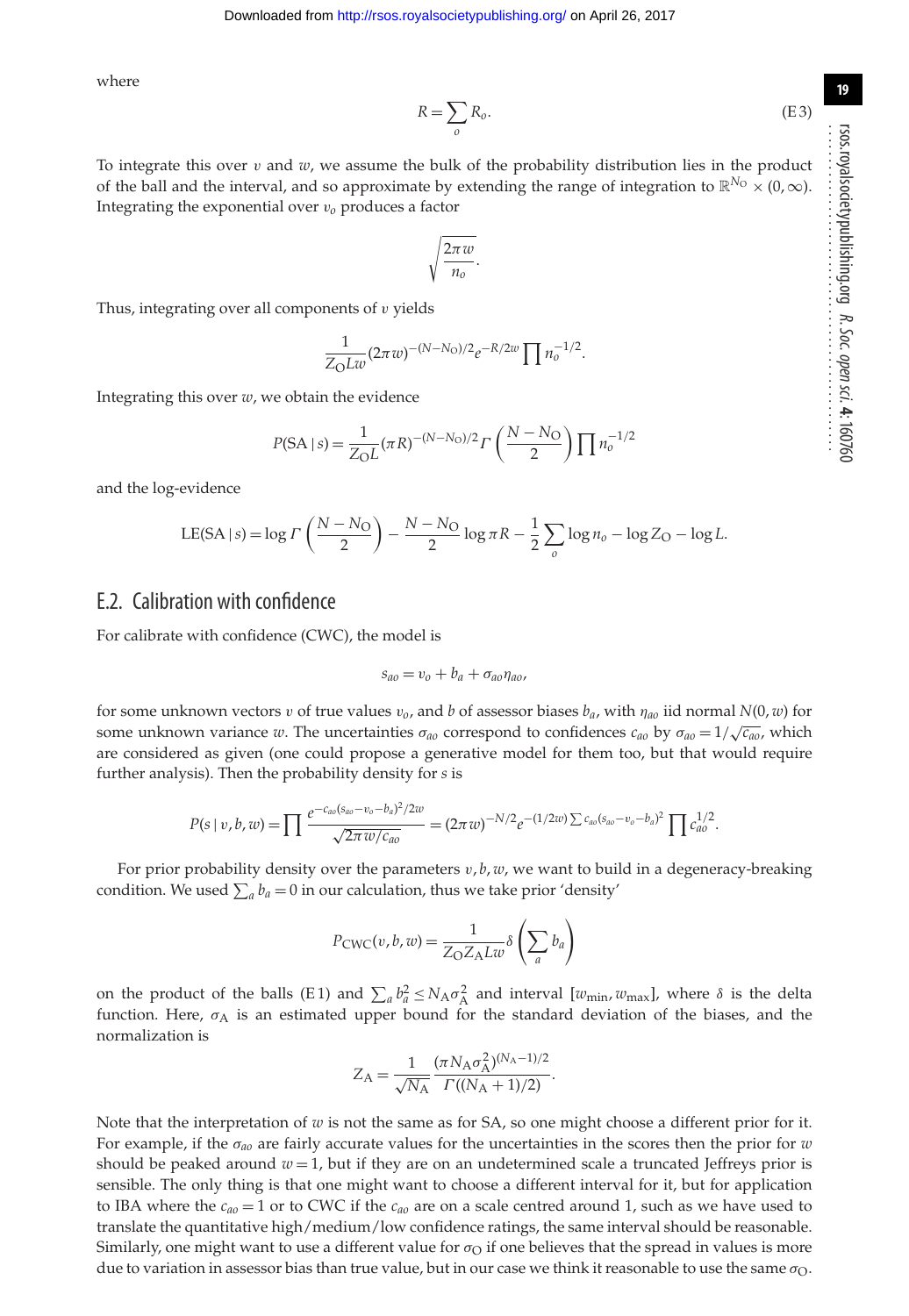where

$$R = \sum_o R_o. \tag{E 3}$$

To integrate this over $v$ and $w$, we assume the bulk of the probability distribution lies in the product of the ball and the interval, and so approximate by extending the range of integration to $\mathbb{R}^{N_\mathrm{O}} \times (0, \infty)$. Integrating the exponential over $v_o$ produces a factor

$$\sqrt{\frac{2\pi w}{n_o}}.$$

Thus, integrating over all components of $v$ yields

$$\frac{1}{Z_\mathrm{O} L w} (2\pi w)^{-(N-N_\mathrm{O})/2} e^{-R/2w} \prod n_o^{-1/2}.$$

Integrating this over $w$, we obtain the evidence

$$P(\mathrm{SA} \mid s) = \frac{1}{Z_\mathrm{O} L} (\pi R)^{-(N-N_\mathrm{O})/2} \Gamma\left(\frac{N - N_\mathrm{O}}{2}\right) \prod n_o^{-1/2}$$

and the log-evidence

$$\mathrm{LE}(\mathrm{SA} \mid s) = \log \Gamma\left(\frac{N - N_\mathrm{O}}{2}\right) - \frac{N - N_\mathrm{O}}{2} \log \pi R - \frac{1}{2} \sum_o \log n_o - \log Z_\mathrm{O} - \log L.$$

## E.2. Calibration with confidence

For calibrate with confidence (CWC), the model is

$$s_{ao} = v_o + b_a + \sigma_{ao} \eta_{ao},$$

for some unknown vectors $v$ of true values $v_o$, and $b$ of assessor biases $b_a$, with $\eta_{ao}$ iid normal $N(0, w)$ for some unknown variance $w$. The uncertainties $\sigma_{ao}$ correspond to confidences $c_{ao}$ by $\sigma_{ao} = 1/\sqrt{c_{ao}}$, which are considered as given (one could propose a generative model for them too, but that would require further analysis). Then the probability density for $s$ is

$$P(s \mid v, b, w) = \prod \frac{e^{-c_{ao}(s_{ao} - v_o - b_a)^2/2w}}{\sqrt{2\pi w / c_{ao}}} = (2\pi w)^{-N/2} e^{-(1/2w)\sum c_{ao}(s_{ao} - v_o - b_a)^2} \prod c_{ao}^{1/2}.$$

For prior probability density over the parameters $v, b, w$, we want to build in a degeneracy-breaking condition. We used $\sum_a b_a = 0$ in our calculation, thus we take prior 'density'

$$P_\mathrm{CWC}(v, b, w) = \frac{1}{Z_\mathrm{O} Z_\mathrm{A} L w} \delta\left(\sum_a b_a\right)$$

on the product of the balls (E 1) and $\sum_a b_a^2 \leq N_\mathrm{A} \sigma_\mathrm{A}^2$ and interval $[w_{\min}, w_{\max}]$, where $\delta$ is the delta function. Here, $\sigma_\mathrm{A}$ is an estimated upper bound for the standard deviation of the biases, and the normalization is

$$Z_\mathrm{A} = \frac{1}{\sqrt{N_\mathrm{A}}} \frac{(\pi N_\mathrm{A} \sigma_\mathrm{A}^2)^{(N_\mathrm{A}-1)/2}}{\Gamma((N_\mathrm{A}+1)/2)}.$$

Note that the interpretation of $w$ is not the same as for SA, so one might choose a different prior for it. For example, if the $\sigma_{ao}$ are fairly accurate values for the uncertainties in the scores then the prior for $w$ should be peaked around $w = 1$, but if they are on an undetermined scale a truncated Jeffreys prior is sensible. The only thing is that one might want to choose a different interval for it, but for application to IBA where the $c_{ao} = 1$ or to CWC if the $c_{ao}$ are on a scale centred around 1, such as we have used to translate the quantitative high/medium/low confidence ratings, the same interval should be reasonable. Similarly, one might want to use a different value for $\sigma_\mathrm{O}$ if one believes that the spread in values is more due to variation in assessor bias than true value, but in our case we think it reasonable to use the same $\sigma_\mathrm{O}$.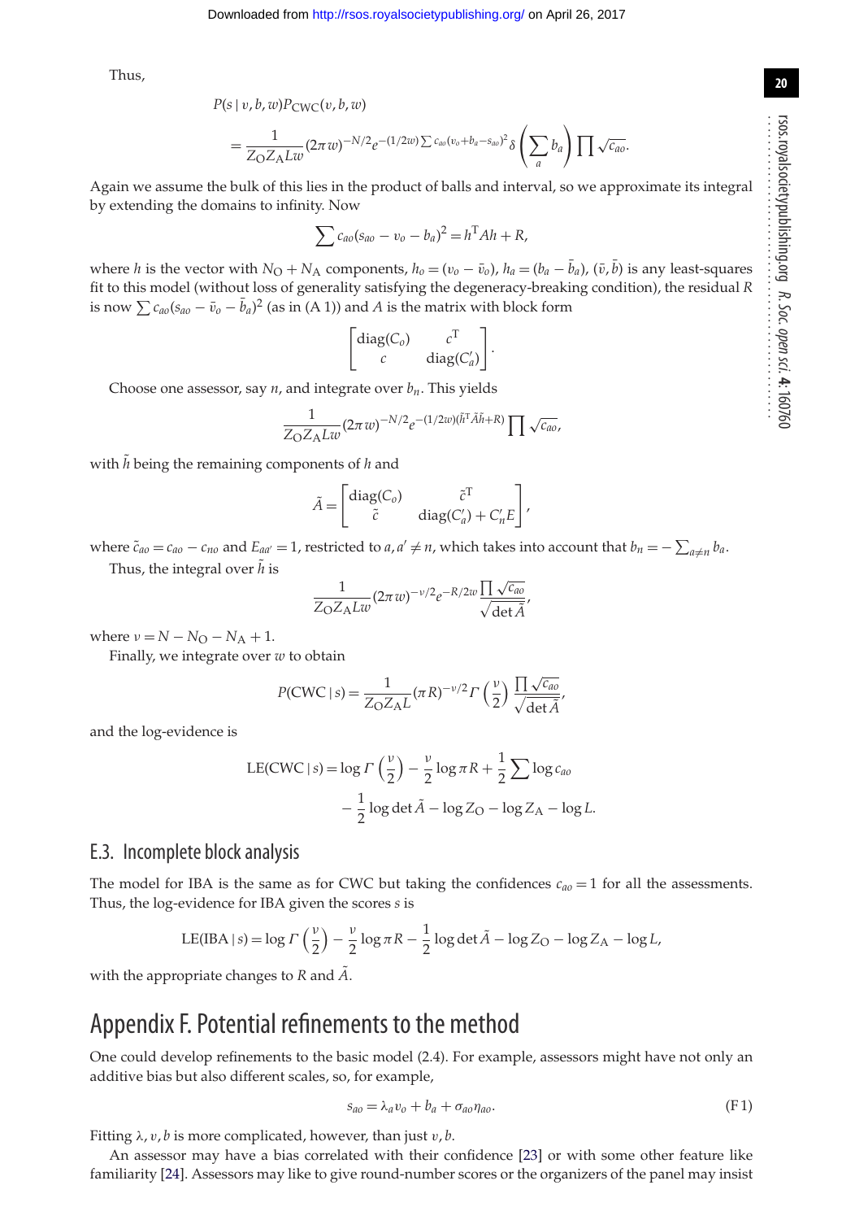Thus,

$$
\begin{aligned}
&P(s \mid v, b, w) P_{\mathrm{CWC}}(v, b, w) \\
&\quad = \frac{1}{Z_{\mathrm{O}} Z_{\mathrm{A}} L w} (2\pi w)^{-N/2} e^{-(1/2w)\sum c_{ao}(v_o + b_a - s_{ao})^2} \delta\left(\sum_a b_a\right) \prod \sqrt{c_{ao}}.
\end{aligned}
$$

Again we assume the bulk of this lies in the product of balls and interval, so we approximate its integral by extending the domains to infinity. Now

$$
\sum c_{ao}(s_{ao} - v_o - b_a)^2 = h^{\mathrm{T}} A h + R,
$$

where $h$ is the vector with $N_{\mathrm{O}} + N_{\mathrm{A}}$ components, $h_o = (v_o - \bar{v}_o)$, $h_a = (b_a - \bar{b}_a)$, $(\bar{v}, \bar{b})$ is any least-squares fit to this model (without loss of generality satisfying the degeneracy-breaking condition), the residual $R$ is now $\sum c_{ao}(s_{ao} - \bar{v}_o - \bar{b}_a)^2$ (as in (A 1)) and $A$ is the matrix with block form

$$
\begin{bmatrix} \mathrm{diag}(C_o) & c^{\mathrm{T}} \\ c & \mathrm{diag}(C'_a) \end{bmatrix}.
$$

Choose one assessor, say $n$, and integrate over $b_n$. This yields

$$
\frac{1}{Z_{\mathrm{O}} Z_{\mathrm{A}} L w} (2\pi w)^{-N/2} e^{-(1/2w)(\tilde{h}^{\mathrm{T}} \tilde{A} \tilde{h} + R)} \prod \sqrt{c_{ao}},
$$

with $\tilde{h}$ being the remaining components of $h$ and

$$
\tilde{A} = \begin{bmatrix} \mathrm{diag}(C_o) & \tilde{c}^{\mathrm{T}} \\ \tilde{c} & \mathrm{diag}(C'_a) + C'_n E \end{bmatrix},
$$

where $\tilde{c}_{ao} = c_{ao} - c_{no}$ and $E_{aa'} = 1$, restricted to $a, a' \neq n$, which takes into account that $b_n = -\sum_{a \neq n} b_a$.

Thus, the integral over $\tilde{h}$ is

$$
\frac{1}{Z_{\mathrm{O}} Z_{\mathrm{A}} L w} (2\pi w)^{-\nu/2} e^{-R/2w} \frac{\prod \sqrt{c_{ao}}}{\sqrt{\det \tilde{A}}},
$$

where $\nu = N - N_{\mathrm{O}} - N_{\mathrm{A}} + 1$.

Finally, we integrate over $w$ to obtain

$$
P(\mathrm{CWC} \mid s) = \frac{1}{Z_{\mathrm{O}} Z_{\mathrm{A}} L} (\pi R)^{-\nu/2} \Gamma\left(\frac{\nu}{2}\right) \frac{\prod \sqrt{c_{ao}}}{\sqrt{\det \tilde{A}}},
$$

and the log-evidence is

$$
\begin{aligned}
\mathrm{LE}(\mathrm{CWC} \mid s) = {} & \log \Gamma\left(\frac{\nu}{2}\right) - \frac{\nu}{2} \log \pi R + \frac{1}{2} \sum \log c_{ao} \\
& - \frac{1}{2} \log \det \tilde{A} - \log Z_{\mathrm{O}} - \log Z_{\mathrm{A}} - \log L.
\end{aligned}
$$

## E.3. Incomplete block analysis

The model for IBA is the same as for CWC but taking the confidences $c_{ao} = 1$ for all the assessments. Thus, the log-evidence for IBA given the scores $s$ is

$$
\mathrm{LE}(\mathrm{IBA} \mid s) = \log \Gamma\left(\frac{\nu}{2}\right) - \frac{\nu}{2} \log \pi R - \frac{1}{2} \log \det \tilde{A} - \log Z_{\mathrm{O}} - \log Z_{\mathrm{A}} - \log L,
$$

with the appropriate changes to $R$ and $\tilde{A}$.

# Appendix F. Potential refinements to the method

One could develop refinements to the basic model (2.4). For example, assessors might have not only an additive bias but also different scales, so, for example,

$$
s_{ao} = \lambda_a v_o + b_a + \sigma_{ao} \eta_{ao}. \tag{F1}
$$

Fitting $\lambda, v, b$ is more complicated, however, than just $v, b$.

An assessor may have a bias correlated with their confidence [23] or with some other feature like familiarity [24]. Assessors may like to give round-number scores or the organizers of the panel may insist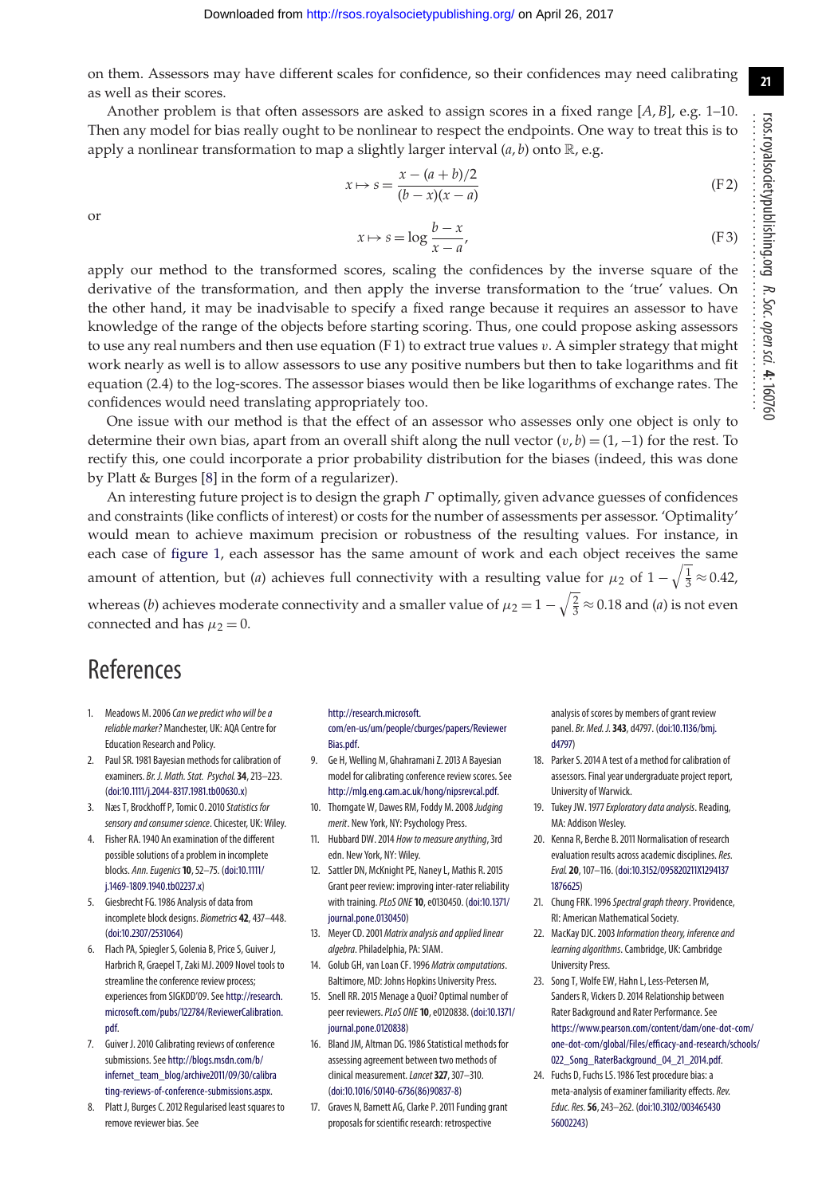on them. Assessors may have different scales for confidence, so their confidences may need calibrating as well as their scores.

Another problem is that often assessors are asked to assign scores in a fixed range $[A, B]$, e.g. 1–10. Then any model for bias really ought to be nonlinear to respect the endpoints. One way to treat this is to apply a nonlinear transformation to map a slightly larger interval $(a, b)$ onto $\mathbb{R}$, e.g.

$$x \mapsto s = \frac{x - (a+b)/2}{(b-x)(x-a)} \tag{F2}$$

or

$$x \mapsto s = \log \frac{b-x}{x-a}, \tag{F3}$$

apply our method to the transformed scores, scaling the confidences by the inverse square of the derivative of the transformation, and then apply the inverse transformation to the 'true' values. On the other hand, it may be inadvisable to specify a fixed range because it requires an assessor to have knowledge of the range of the objects before starting scoring. Thus, one could propose asking assessors to use any real numbers and then use equation (F 1) to extract true values $v$. A simpler strategy that might work nearly as well is to allow assessors to use any positive numbers but then to take logarithms and fit equation (2.4) to the log-scores. The assessor biases would then be like logarithms of exchange rates. The confidences would need translating appropriately too.

One issue with our method is that the effect of an assessor who assesses only one object is only to determine their own bias, apart from an overall shift along the null vector $(v, b) = (1, -1)$ for the rest. To rectify this, one could incorporate a prior probability distribution for the biases (indeed, this was done by Platt & Burges [8] in the form of a regularizer).

An interesting future project is to design the graph $\Gamma$ optimally, given advance guesses of confidences and constraints (like conflicts of interest) or costs for the number of assessments per assessor. 'Optimality' would mean to achieve maximum precision or robustness of the resulting values. For instance, in each case of figure 1, each assessor has the same amount of work and each object receives the same amount of attention, but (*a*) achieves full connectivity with a resulting value for $\mu_2$ of $1 - \sqrt{\frac{1}{3}} \approx 0.42$, whereas (*b*) achieves moderate connectivity and a smaller value of $\mu_2 = 1 - \sqrt{\frac{2}{3}} \approx 0.18$ and (*a*) is not even connected and has $\mu_2 = 0$.

# References

1. Meadows M. 2006 *Can we predict who will be a reliable marker?* Manchester, UK: AQA Centre for Education Research and Policy.
2. Paul SR. 1981 Bayesian methods for calibration of examiners. *Br. J. Math. Stat. Psychol.* **34**, 213–223. (doi:10.1111/j.2044-8317.1981.tb00630.x)
3. Næs T, Brockhoff P, Tomic O. 2010 *Statistics for sensory and consumer science*. Chicester, UK: Wiley.
4. Fisher RA. 1940 An examination of the different possible solutions of a problem in incomplete blocks. *Ann. Eugenics* **10**, 52–75. (doi:10.1111/j.1469-1809.1940.tb02237.x)
5. Giesbrecht FG. 1986 Analysis of data from incomplete block designs. *Biometrics* **42**, 437–448. (doi:10.2307/2531064)
6. Flach PA, Spiegler S, Golenia B, Price S, Guiver J, Harbrich R, Graepel T, Zaki MJ. 2009 Novel tools to streamline the conference review process; experiences from SIGKDD'09. See http://research.microsoft.com/pubs/122784/ReviewerCalibration.pdf.
7. Guiver J. 2010 Calibrating reviews of conference submissions. See http://blogs.msdn.com/b/infernet_team_blog/archive2011/09/30/calibrating-reviews-of-conference-submissions.aspx.
8. Platt J, Burges C. 2012 Regularised least squares to remove reviewer bias. See http://research.microsoft.com/en-us/um/people/cburges/papers/ReviewerBias.pdf.
9. Ge H, Welling M, Ghahramani Z. 2013 A Bayesian model for calibrating conference review scores. See http://mlg.eng.cam.ac.uk/hong/nipsrevcal.pdf.
10. Thorngate W, Dawes RM, Foddy M. 2008 *Judging merit*. New York, NY: Psychology Press.
11. Hubbard DW. 2014 *How to measure anything*, 3rd edn. New York, NY: Wiley.
12. Sattler DN, McKnight PE, Naney L, Mathis R. 2015 Grant peer review: improving inter-rater reliability with training. *PLoS ONE* **10**, e0130450. (doi:10.1371/journal.pone.0130450)
13. Meyer CD. 2001 *Matrix analysis and applied linear algebra*. Philadelphia, PA: SIAM.
14. Golub GH, van Loan CF. 1996 *Matrix computations*. Baltimore, MD: Johns Hopkins University Press.
15. Snell RR. 2015 Menage a Quoi? Optimal number of peer reviewers. *PLoS ONE* **10**, e0120838. (doi:10.1371/journal.pone.0120838)
16. Bland JM, Altman DG. 1986 Statistical methods for assessing agreement between two methods of clinical measurement. *Lancet* **327**, 307–310. (doi:10.1016/S0140-6736(86)90837-8)
17. Graves N, Barnett AG, Clarke P. 2011 Funding grant proposals for scientific research: retrospective analysis of scores by members of grant review panel. *Br. Med. J.* **343**, d4797. (doi:10.1136/bmj.d4797)
18. Parker S. 2014 A test of a method for calibration of assessors. Final year undergraduate project report, University of Warwick.
19. Tukey JW. 1977 *Exploratory data analysis*. Reading, MA: Addison Wesley.
20. Kenna R, Berche B. 2011 Normalisation of research evaluation results across academic disciplines. *Res. Eval.* **20**, 107–116. (doi:10.3152/095820211X12941371876625)
21. Chung FRK. 1996 *Spectral graph theory*. Providence, RI: American Mathematical Society.
22. MacKay DJC. 2003 *Information theory, inference and learning algorithms*. Cambridge, UK: Cambridge University Press.
23. Song T, Wolfe EW, Hahn L, Less-Petersen M, Sanders R, Vickers D. 2014 Relationship between Rater Background and Rater Performance. See https://www.pearson.com/content/dam/one-dot-com/one-dot-com/global/Files/efficacy-and-research/schools/022_Song_RaterBackground_04_21_2014.pdf.
24. Fuchs D, Fuchs LS. 1986 Test procedure bias: a meta-analysis of examiner familiarity effects. *Rev. Educ. Res.* **56**, 243–262. (doi:10.3102/00346543056002243)